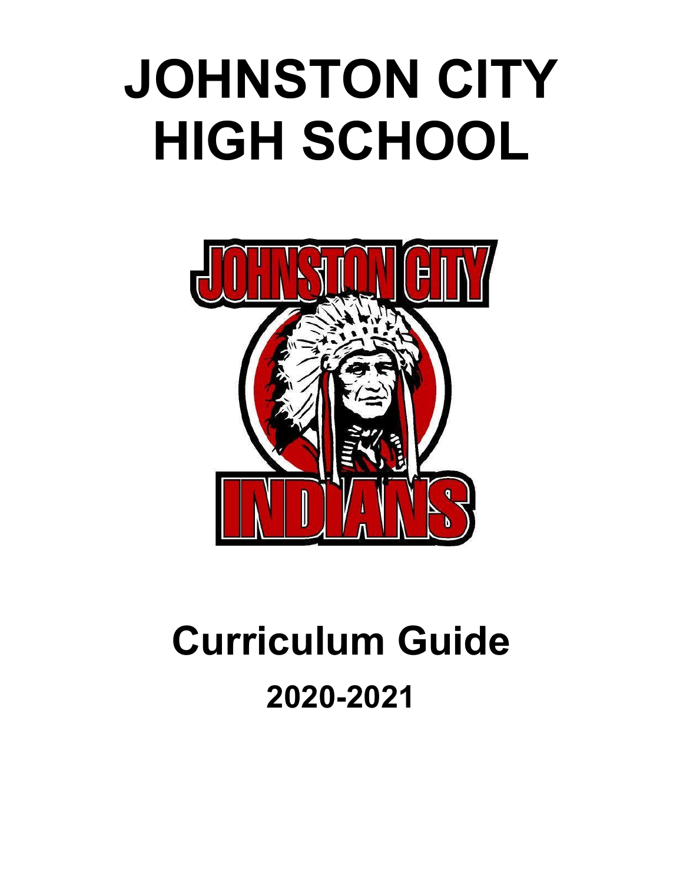# JOHNSTON CITY HIGH SCHOOL

# Curriculum Guide

## 2020-2021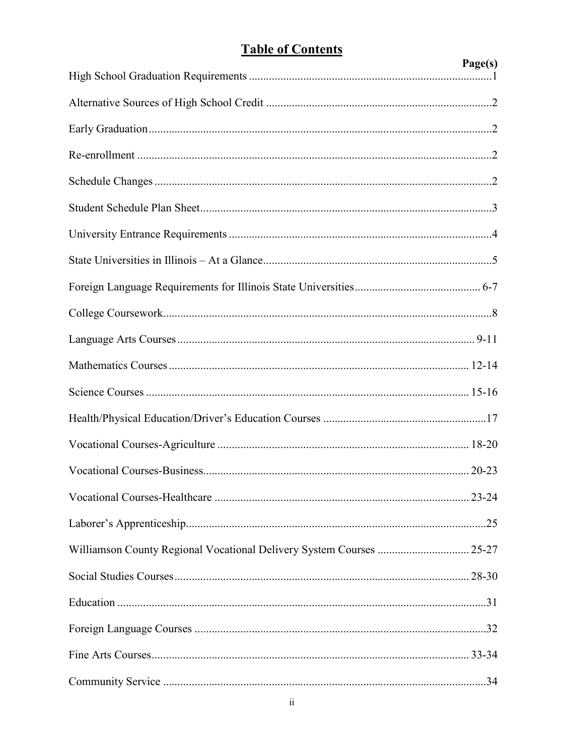# Table of Contents

| | Page(s) |
|---|---|
| High School Graduation Requirements | 1 |
| Alternative Sources of High School Credit | 2 |
| Early Graduation | 2 |
| Re-enrollment | 2 |
| Schedule Changes | 2 |
| Student Schedule Plan Sheet | 3 |
| University Entrance Requirements | 4 |
| State Universities in Illinois – At a Glance | 5 |
| Foreign Language Requirements for Illinois State Universities | 6-7 |
| College Coursework | 8 |
| Language Arts Courses | 9-11 |
| Mathematics Courses | 12-14 |
| Science Courses | 15-16 |
| Health/Physical Education/Driver's Education Courses | 17 |
| Vocational Courses-Agriculture | 18-20 |
| Vocational Courses-Business | 20-23 |
| Vocational Courses-Healthcare | 23-24 |
| Laborer's Apprenticeship | 25 |
| Williamson County Regional Vocational Delivery System Courses | 25-27 |
| Social Studies Courses | 28-30 |
| Education | 31 |
| Foreign Language Courses | 32 |
| Fine Arts Courses | 33-34 |
| Community Service | 34 |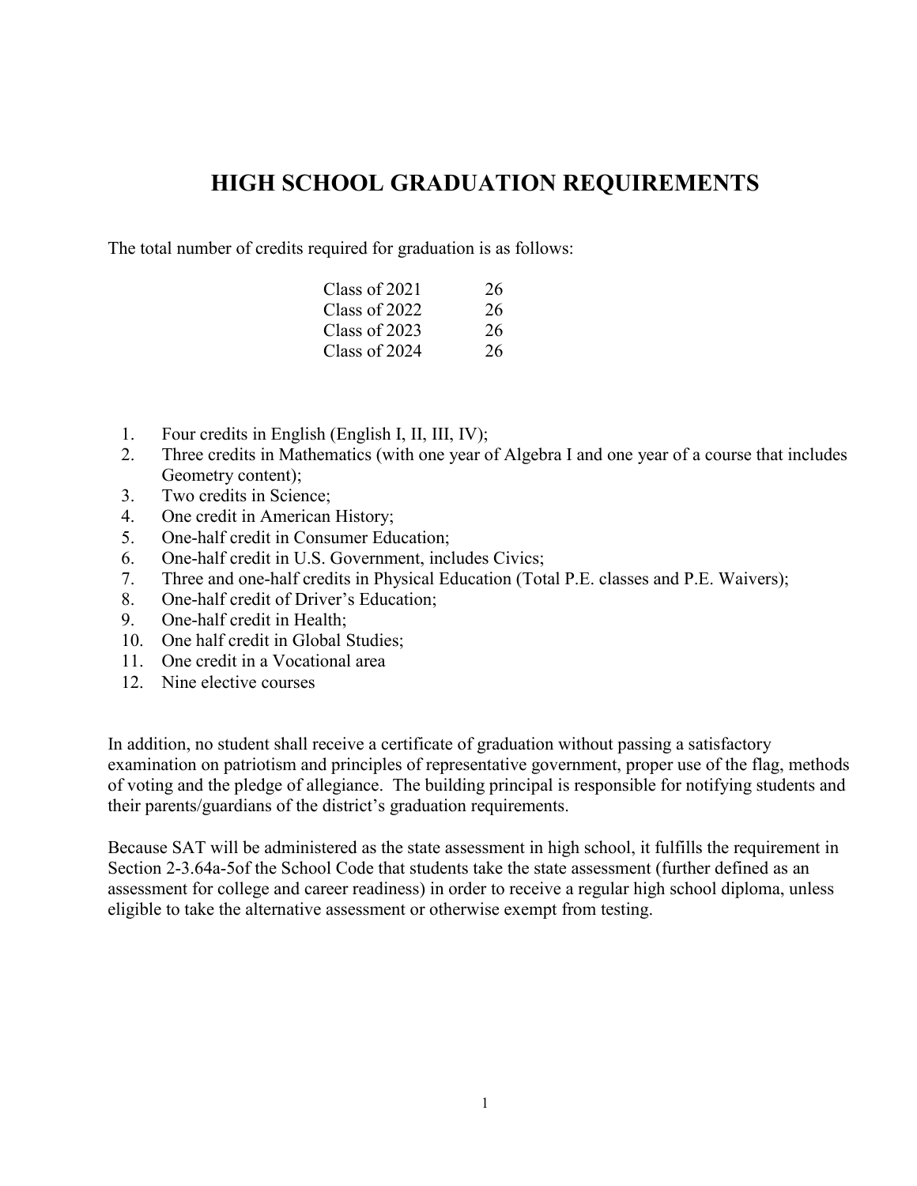# HIGH SCHOOL GRADUATION REQUIREMENTS

The total number of credits required for graduation is as follows:

| Class | Credits |
| --- | --- |
| Class of 2021 | 26 |
| Class of 2022 | 26 |
| Class of 2023 | 26 |
| Class of 2024 | 26 |

1. Four credits in English (English I, II, III, IV);
2. Three credits in Mathematics (with one year of Algebra I and one year of a course that includes Geometry content);
3. Two credits in Science;
4. One credit in American History;
5. One-half credit in Consumer Education;
6. One-half credit in U.S. Government, includes Civics;
7. Three and one-half credits in Physical Education (Total P.E. classes and P.E. Waivers);
8. One-half credit of Driver's Education;
9. One-half credit in Health;
10. One half credit in Global Studies;
11. One credit in a Vocational area
12. Nine elective courses

In addition, no student shall receive a certificate of graduation without passing a satisfactory examination on patriotism and principles of representative government, proper use of the flag, methods of voting and the pledge of allegiance. The building principal is responsible for notifying students and their parents/guardians of the district's graduation requirements.

Because SAT will be administered as the state assessment in high school, it fulfills the requirement in Section 2-3.64a-5of the School Code that students take the state assessment (further defined as an assessment for college and career readiness) in order to receive a regular high school diploma, unless eligible to take the alternative assessment or otherwise exempt from testing.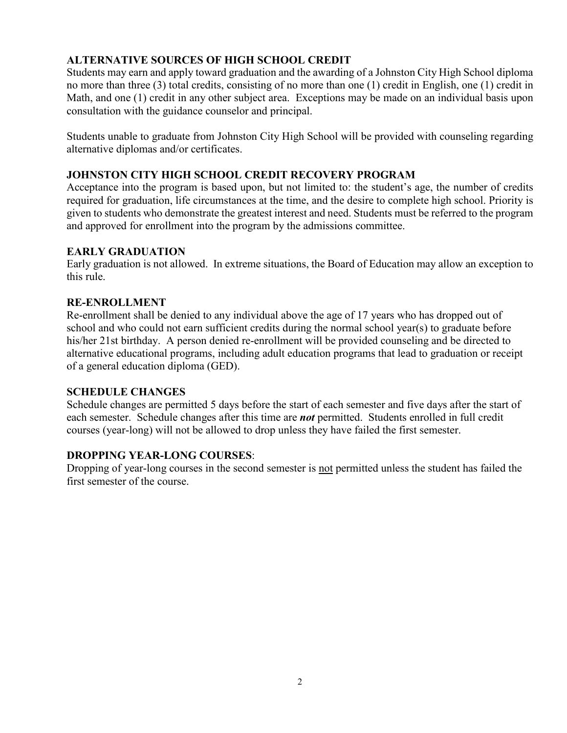## ALTERNATIVE SOURCES OF HIGH SCHOOL CREDIT

Students may earn and apply toward graduation and the awarding of a Johnston City High School diploma no more than three (3) total credits, consisting of no more than one (1) credit in English, one (1) credit in Math, and one (1) credit in any other subject area. Exceptions may be made on an individual basis upon consultation with the guidance counselor and principal.

Students unable to graduate from Johnston City High School will be provided with counseling regarding alternative diplomas and/or certificates.

## JOHNSTON CITY HIGH SCHOOL CREDIT RECOVERY PROGRAM

Acceptance into the program is based upon, but not limited to: the student's age, the number of credits required for graduation, life circumstances at the time, and the desire to complete high school. Priority is given to students who demonstrate the greatest interest and need. Students must be referred to the program and approved for enrollment into the program by the admissions committee.

## EARLY GRADUATION

Early graduation is not allowed. In extreme situations, the Board of Education may allow an exception to this rule.

## RE-ENROLLMENT

Re-enrollment shall be denied to any individual above the age of 17 years who has dropped out of school and who could not earn sufficient credits during the normal school year(s) to graduate before his/her 21st birthday. A person denied re-enrollment will be provided counseling and be directed to alternative educational programs, including adult education programs that lead to graduation or receipt of a general education diploma (GED).

## SCHEDULE CHANGES

Schedule changes are permitted 5 days before the start of each semester and five days after the start of each semester. Schedule changes after this time are ***not*** permitted. Students enrolled in full credit courses (year-long) will not be allowed to drop unless they have failed the first semester.

## DROPPING YEAR-LONG COURSES:

Dropping of year-long courses in the second semester is not permitted unless the student has failed the first semester of the course.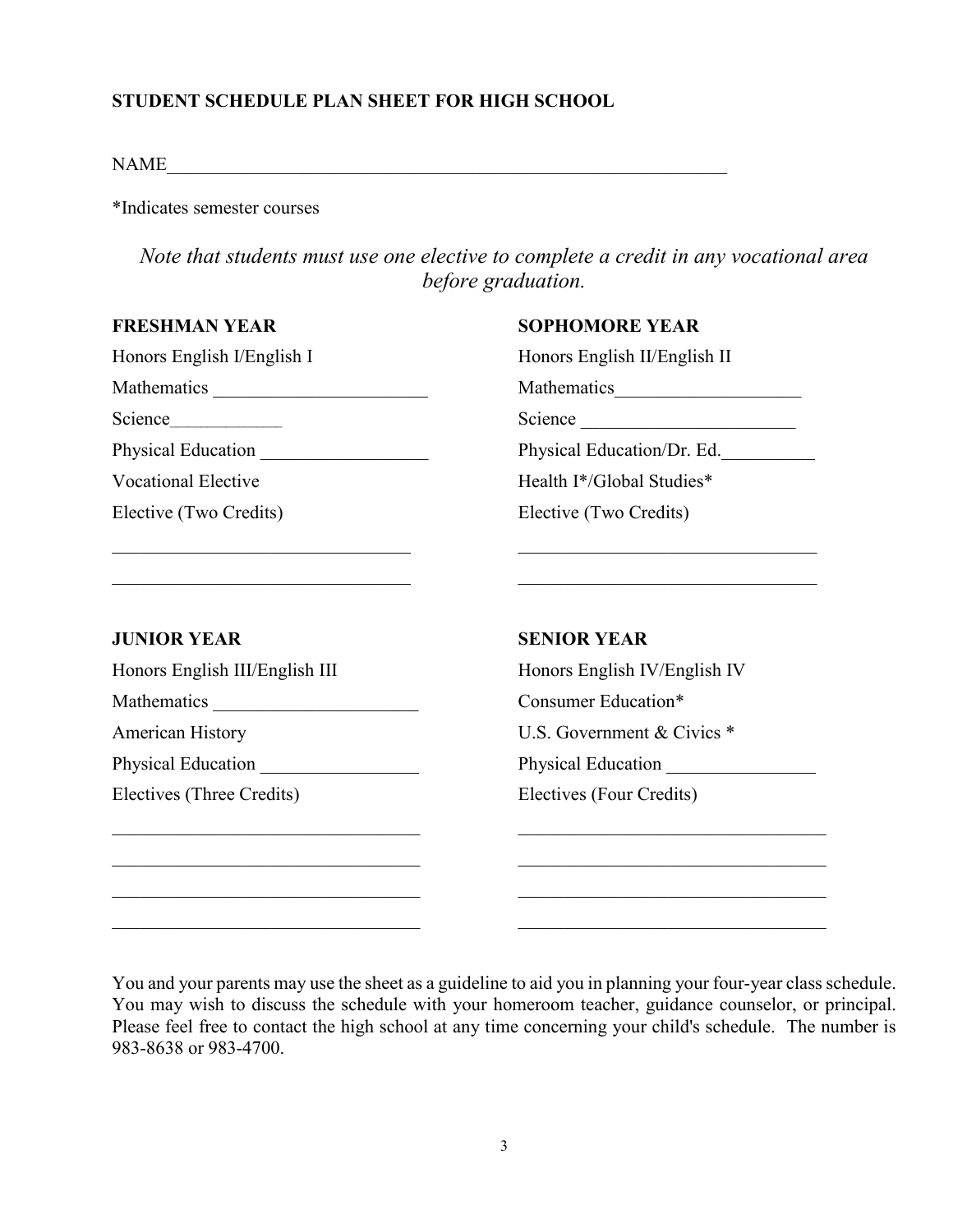**STUDENT SCHEDULE PLAN SHEET FOR HIGH SCHOOL**

NAME_______________________________________________________________

*Indicates semester courses

*Note that students must use one elective to complete a credit in any vocational area before graduation.*

**FRESHMAN YEAR**

Honors English I/English I

Mathematics _______________________

Science____________

Physical Education __________________

Vocational Elective

Elective (Two Credits)

________________________________

________________________________

**SOPHOMORE YEAR**

Honors English II/English II

Mathematics____________________

Science _______________________

Physical Education/Dr. Ed.__________

Health I*/Global Studies*

Elective (Two Credits)

________________________________

________________________________

**JUNIOR YEAR**

Honors English III/English III

Mathematics ______________________

American History

Physical Education _________________

Electives (Three Credits)

_________________________________

_________________________________

_________________________________

_________________________________

**SENIOR YEAR**

Honors English IV/English IV

Consumer Education*

U.S. Government & Civics *

Physical Education ________________

Electives (Four Credits)

_________________________________

_________________________________

_________________________________

_________________________________

You and your parents may use the sheet as a guideline to aid you in planning your four-year class schedule. You may wish to discuss the schedule with your homeroom teacher, guidance counselor, or principal. Please feel free to contact the high school at any time concerning your child's schedule. The number is 983-8638 or 983-4700.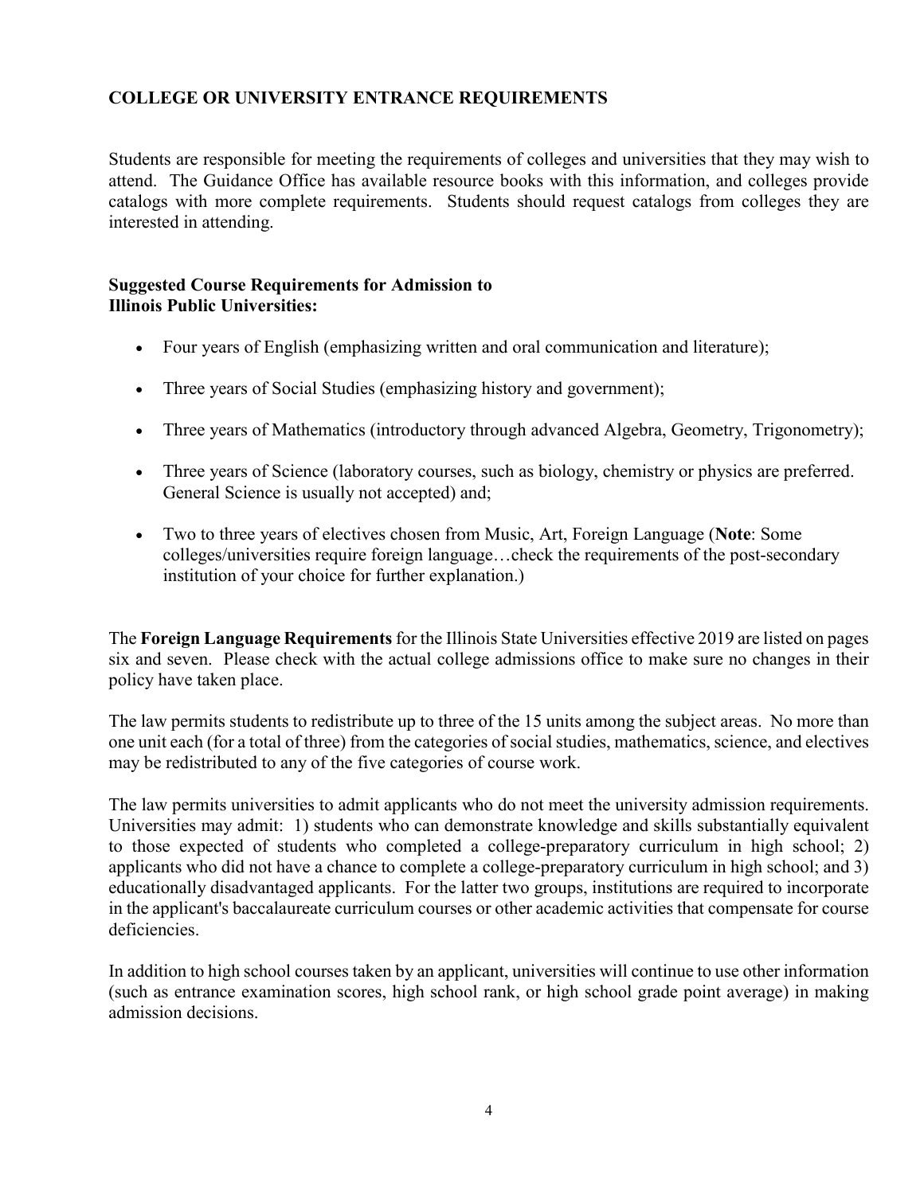## COLLEGE OR UNIVERSITY ENTRANCE REQUIREMENTS

Students are responsible for meeting the requirements of colleges and universities that they may wish to attend. The Guidance Office has available resource books with this information, and colleges provide catalogs with more complete requirements. Students should request catalogs from colleges they are interested in attending.

**Suggested Course Requirements for Admission to Illinois Public Universities:**

- Four years of English (emphasizing written and oral communication and literature);
- Three years of Social Studies (emphasizing history and government);
- Three years of Mathematics (introductory through advanced Algebra, Geometry, Trigonometry);
- Three years of Science (laboratory courses, such as biology, chemistry or physics are preferred. General Science is usually not accepted) and;
- Two to three years of electives chosen from Music, Art, Foreign Language (**Note**: Some colleges/universities require foreign language…check the requirements of the post-secondary institution of your choice for further explanation.)

The **Foreign Language Requirements** for the Illinois State Universities effective 2019 are listed on pages six and seven. Please check with the actual college admissions office to make sure no changes in their policy have taken place.

The law permits students to redistribute up to three of the 15 units among the subject areas. No more than one unit each (for a total of three) from the categories of social studies, mathematics, science, and electives may be redistributed to any of the five categories of course work.

The law permits universities to admit applicants who do not meet the university admission requirements. Universities may admit: 1) students who can demonstrate knowledge and skills substantially equivalent to those expected of students who completed a college-preparatory curriculum in high school; 2) applicants who did not have a chance to complete a college-preparatory curriculum in high school; and 3) educationally disadvantaged applicants. For the latter two groups, institutions are required to incorporate in the applicant's baccalaureate curriculum courses or other academic activities that compensate for course deficiencies.

In addition to high school courses taken by an applicant, universities will continue to use other information (such as entrance examination scores, high school rank, or high school grade point average) in making admission decisions.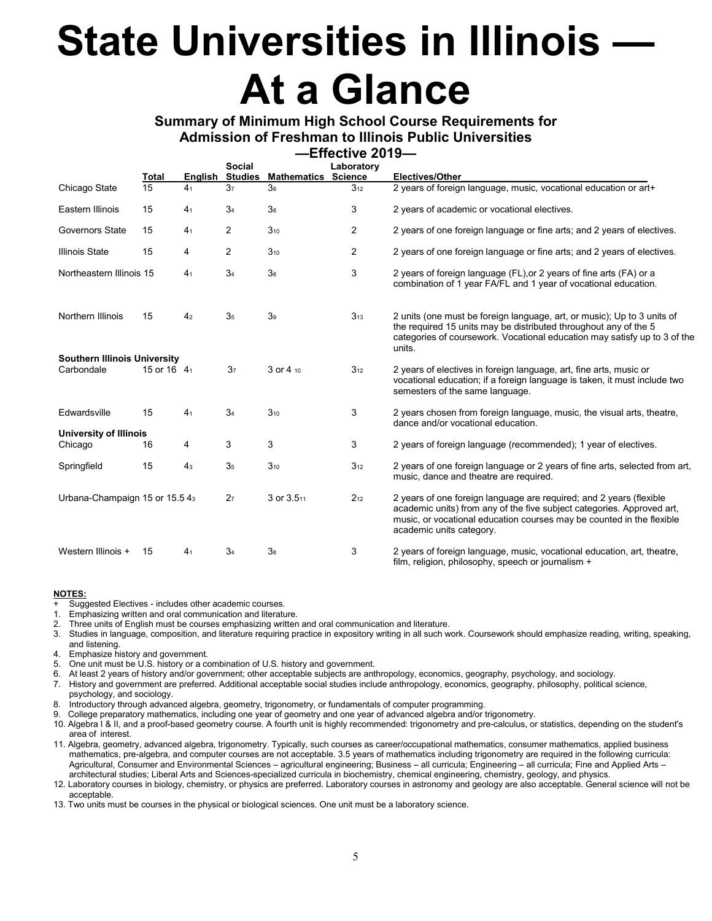# State Universities in Illinois — At a Glance

## Summary of Minimum High School Course Requirements for Admission of Freshman to Illinois Public Universities

### —Effective 2019—

| | Total | English | Social Studies | Mathematics | Laboratory Science | Electives/Other |
|---|---|---|---|---|---|---|
| Chicago State | 15 | 4[1] | 3[7] | 3[8] | 3[12] | 2 years of foreign language, music, vocational education or art+ |
| Eastern Illinois | 15 | 4[1] | 3[4] | 3[8] | 3 | 2 years of academic or vocational electives. |
| Governors State | 15 | 4[1] | 2 | 3[10] | 2 | 2 years of one foreign language or fine arts; and 2 years of electives. |
| Illinois State | 15 | 4 | 2 | 3[10] | 2 | 2 years of one foreign language or fine arts; and 2 years of electives. |
| Northeastern Illinois | 15 | 4[1] | 3[4] | 3[8] | 3 | 2 years of foreign language (FL),or 2 years of fine arts (FA) or a combination of 1 year FA/FL and 1 year of vocational education. |
| Northern Illinois | 15 | 4[2] | 3[5] | 3[9] | 3[13] | 2 units (one must be foreign language, art, or music); Up to 3 units of the required 15 units may be distributed throughout any of the 5 categories of coursework. Vocational education may satisfy up to 3 of the units. |
| **Southern Illinois University** | | | | | | |
| Carbondale | 15 or 16 | 4[1] | 3[7] | 3 or 4[10] | 3[12] | 2 years of electives in foreign language, art, fine arts, music or vocational education; if a foreign language is taken, it must include two semesters of the same language. |
| Edwardsville | 15 | 4[1] | 3[4] | 3[10] | 3 | 2 years chosen from foreign language, music, the visual arts, theatre, dance and/or vocational education. |
| **University of Illinois** | | | | | | |
| Chicago | 16 | 4 | 3 | 3 | 3 | 2 years of foreign language (recommended); 1 year of electives. |
| Springfield | 15 | 4[3] | 3[5] | 3[10] | 3[12] | 2 years of one foreign language or 2 years of fine arts, selected from art, music, dance and theatre are required. |
| Urbana-Champaign | 15 or 15.5 | 4[3] | 2[7] | 3 or 3.5[11] | 2[12] | 2 years of one foreign language are required; and 2 years (flexible academic units) from any of the five subject categories. Approved art, music, or vocational education courses may be counted in the flexible academic units category. |
| Western Illinois + | 15 | 4[1] | 3[4] | 3[8] | 3 | 2 years of foreign language, music, vocational education, art, theatre, film, religion, philosophy, speech or journalism + |

**NOTES:**

\+ Suggested Electives - includes other academic courses.

1. Emphasizing written and oral communication and literature.
2. Three units of English must be courses emphasizing written and oral communication and literature.
3. Studies in language, composition, and literature requiring practice in expository writing in all such work. Coursework should emphasize reading, writing, speaking, and listening.
4. Emphasize history and government.
5. One unit must be U.S. history or a combination of U.S. history and government.
6. At least 2 years of history and/or government; other acceptable subjects are anthropology, economics, geography, psychology, and sociology.
7. History and government are preferred. Additional acceptable social studies include anthropology, economics, geography, philosophy, political science, psychology, and sociology.
8. Introductory through advanced algebra, geometry, trigonometry, or fundamentals of computer programming.
9. College preparatory mathematics, including one year of geometry and one year of advanced algebra and/or trigonometry.
10. Algebra I & II, and a proof-based geometry course. A fourth unit is highly recommended: trigonometry and pre-calculus, or statistics, depending on the student's area of interest.
11. Algebra, geometry, advanced algebra, trigonometry. Typically, such courses as career/occupational mathematics, consumer mathematics, applied business mathematics, pre-algebra, and computer courses are not acceptable. 3.5 years of mathematics including trigonometry are required in the following curricula: Agricultural, Consumer and Environmental Sciences – agricultural engineering; Business – all curricula; Engineering – all curricula; Fine and Applied Arts – architectural studies; Liberal Arts and Sciences-specialized curricula in biochemistry, chemical engineering, chemistry, geology, and physics.
12. Laboratory courses in biology, chemistry, or physics are preferred. Laboratory courses in astronomy and geology are also acceptable. General science will not be acceptable.
13. Two units must be courses in the physical or biological sciences. One unit must be a laboratory science.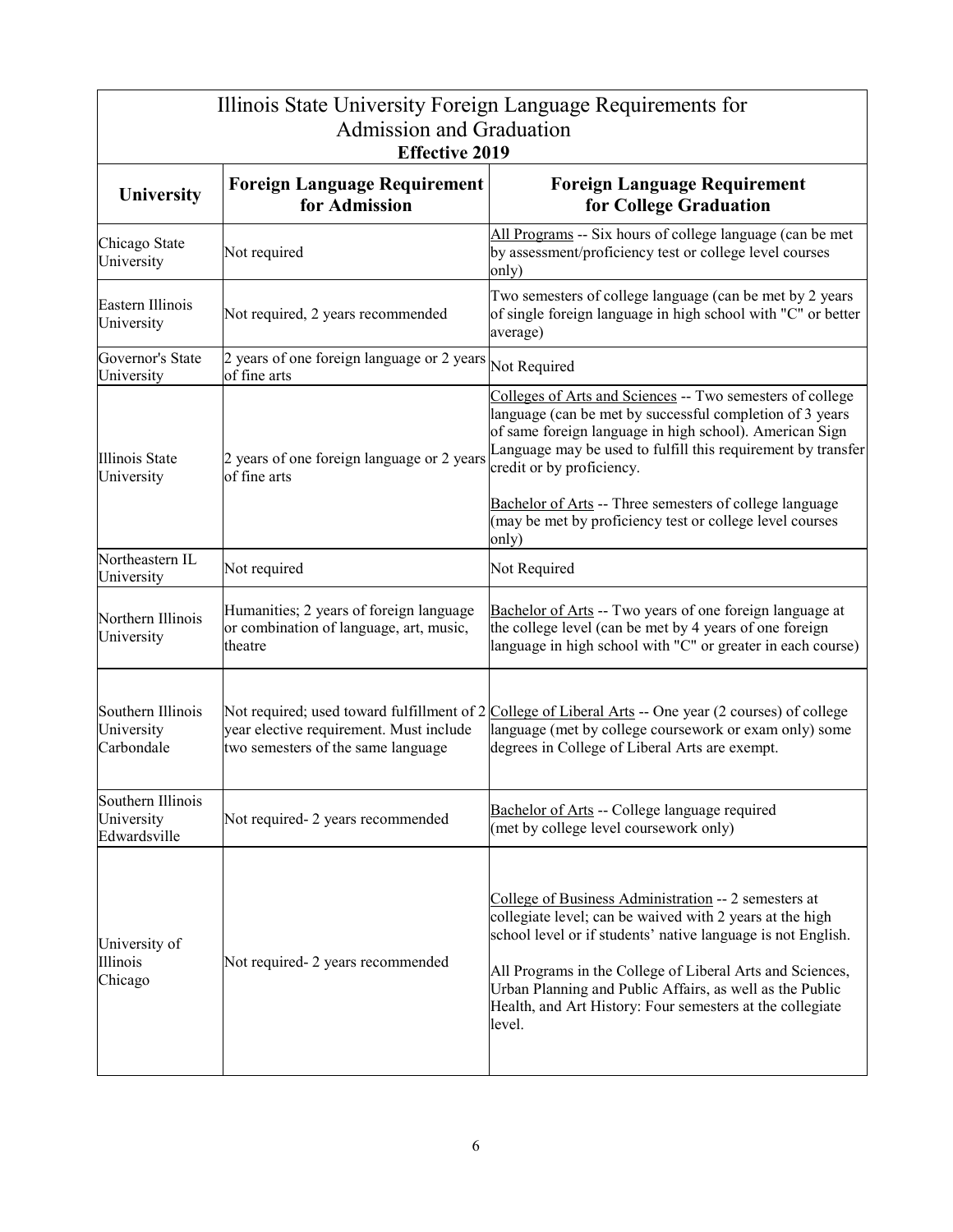## Illinois State University Foreign Language Requirements for Admission and Graduation

**Effective 2019**

| University | Foreign Language Requirement for Admission | Foreign Language Requirement for College Graduation |
|---|---|---|
| Chicago State University | Not required | All Programs -- Six hours of college language (can be met by assessment/proficiency test or college level courses only) |
| Eastern Illinois University | Not required, 2 years recommended | Two semesters of college language (can be met by 2 years of single foreign language in high school with "C" or better average) |
| Governor's State University | 2 years of one foreign language or 2 years of fine arts | Not Required |
| Illinois State University | 2 years of one foreign language or 2 years of fine arts | Colleges of Arts and Sciences -- Two semesters of college language (can be met by successful completion of 3 years of same foreign language in high school). American Sign Language may be used to fulfill this requirement by transfer credit or by proficiency.<br><br>Bachelor of Arts -- Three semesters of college language (may be met by proficiency test or college level courses only) |
| Northeastern IL University | Not required | Not Required |
| Northern Illinois University | Humanities; 2 years of foreign language or combination of language, art, music, theatre | Bachelor of Arts -- Two years of one foreign language at the college level (can be met by 4 years of one foreign language in high school with "C" or greater in each course) |
| Southern Illinois University Carbondale | Not required; used toward fulfillment of 2 year elective requirement. Must include two semesters of the same language | College of Liberal Arts -- One year (2 courses) of college language (met by college coursework or exam only) some degrees in College of Liberal Arts are exempt. |
| Southern Illinois University Edwardsville | Not required- 2 years recommended | Bachelor of Arts -- College language required (met by college level coursework only) |
| University of Illinois Chicago | Not required- 2 years recommended | College of Business Administration -- 2 semesters at collegiate level; can be waived with 2 years at the high school level or if students' native language is not English.<br><br>All Programs in the College of Liberal Arts and Sciences, Urban Planning and Public Affairs, as well as the Public Health, and Art History: Four semesters at the collegiate level. |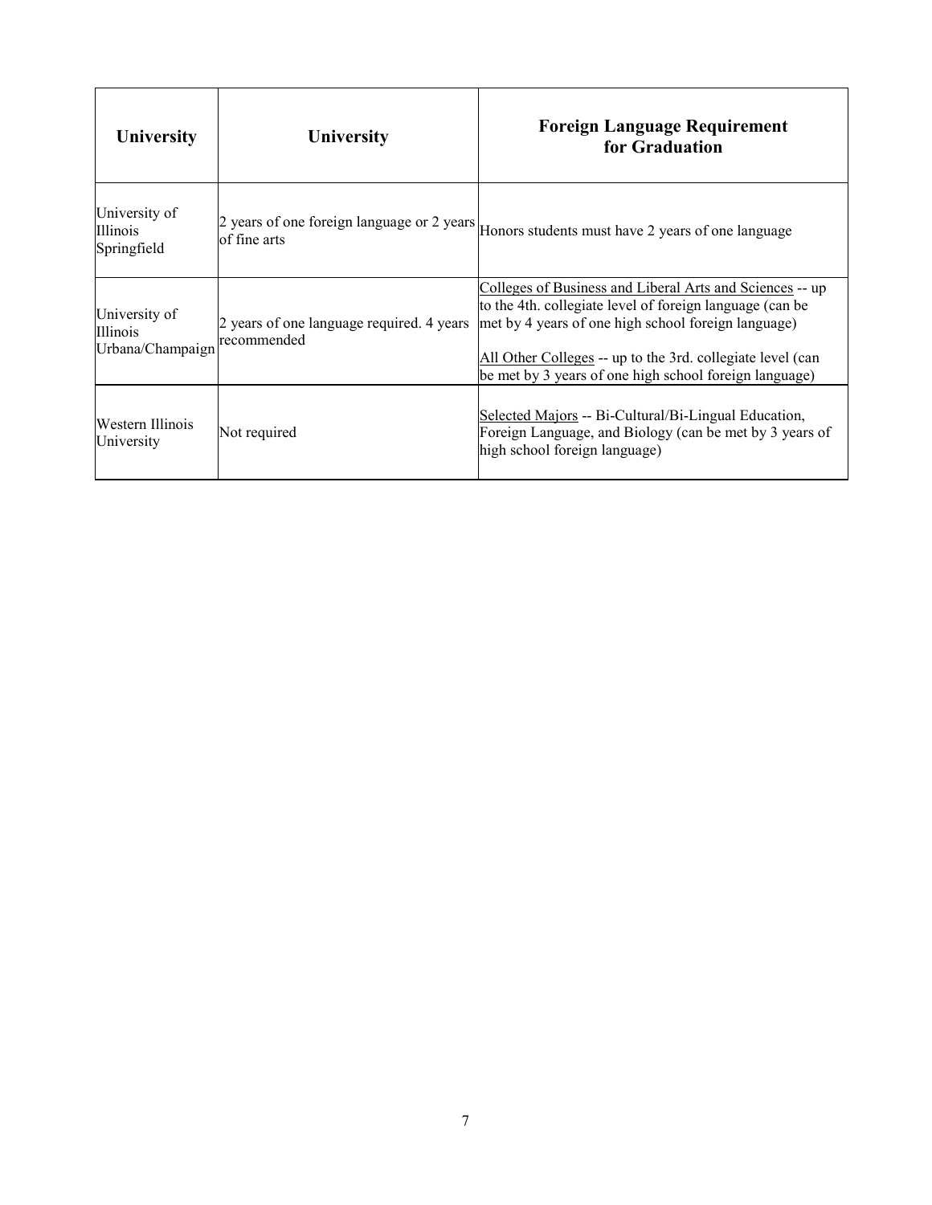| University | University | Foreign Language Requirement for Graduation |
|---|---|---|
| University of Illinois Springfield | 2 years of one foreign language or 2 years of fine arts | Honors students must have 2 years of one language |
| University of Illinois Urbana/Champaign | 2 years of one language required. 4 years recommended | Colleges of Business and Liberal Arts and Sciences -- up to the 4th. collegiate level of foreign language (can be met by 4 years of one high school foreign language)<br><br>All Other Colleges -- up to the 3rd. collegiate level (can be met by 3 years of one high school foreign language) |
| Western Illinois University | Not required | Selected Majors -- Bi-Cultural/Bi-Lingual Education, Foreign Language, and Biology (can be met by 3 years of high school foreign language) |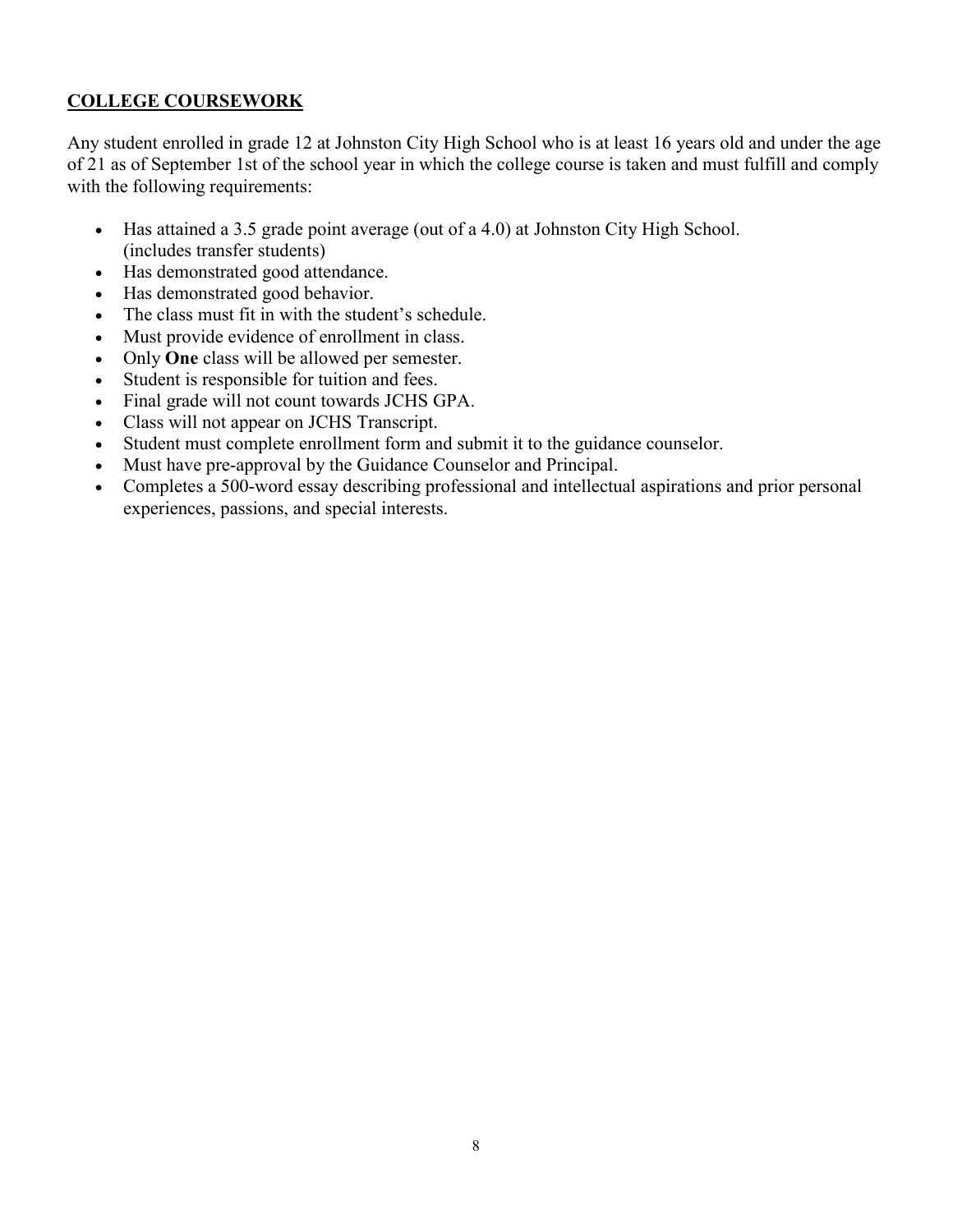## **COLLEGE COURSEWORK**

Any student enrolled in grade 12 at Johnston City High School who is at least 16 years old and under the age of 21 as of September 1st of the school year in which the college course is taken and must fulfill and comply with the following requirements:

- Has attained a 3.5 grade point average (out of a 4.0) at Johnston City High School. (includes transfer students)
- Has demonstrated good attendance.
- Has demonstrated good behavior.
- The class must fit in with the student's schedule.
- Must provide evidence of enrollment in class.
- Only **One** class will be allowed per semester.
- Student is responsible for tuition and fees.
- Final grade will not count towards JCHS GPA.
- Class will not appear on JCHS Transcript.
- Student must complete enrollment form and submit it to the guidance counselor.
- Must have pre-approval by the Guidance Counselor and Principal.
- Completes a 500-word essay describing professional and intellectual aspirations and prior personal experiences, passions, and special interests.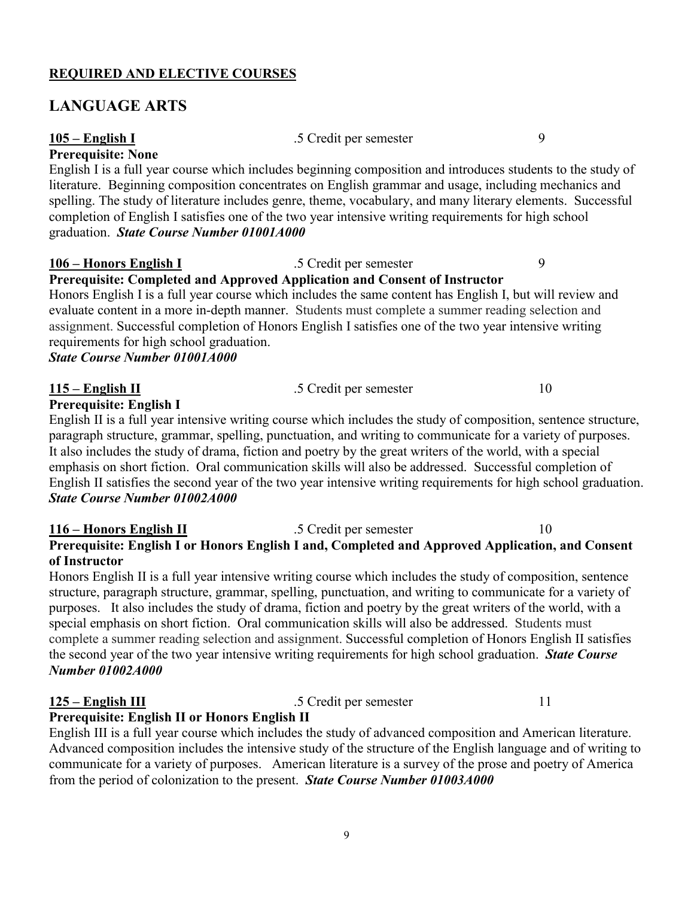**REQUIRED AND ELECTIVE COURSES**

## LANGUAGE ARTS

**105 – English I** .5 Credit per semester 9

**Prerequisite: None**

English I is a full year course which includes beginning composition and introduces students to the study of literature. Beginning composition concentrates on English grammar and usage, including mechanics and spelling. The study of literature includes genre, theme, vocabulary, and many literary elements. Successful completion of English I satisfies one of the two year intensive writing requirements for high school graduation. ***State Course Number 01001A000***

**106 – Honors English I** .5 Credit per semester 9

**Prerequisite: Completed and Approved Application and Consent of Instructor**

Honors English I is a full year course which includes the same content has English I, but will review and evaluate content in a more in-depth manner. Students must complete a summer reading selection and assignment. Successful completion of Honors English I satisfies one of the two year intensive writing requirements for high school graduation.
***State Course Number 01001A000***

**115 – English II** .5 Credit per semester 10

**Prerequisite: English I**

English II is a full year intensive writing course which includes the study of composition, sentence structure, paragraph structure, grammar, spelling, punctuation, and writing to communicate for a variety of purposes. It also includes the study of drama, fiction and poetry by the great writers of the world, with a special emphasis on short fiction. Oral communication skills will also be addressed. Successful completion of English II satisfies the second year of the two year intensive writing requirements for high school graduation. ***State Course Number 01002A000***

**116 – Honors English II** .5 Credit per semester 10

**Prerequisite: English I or Honors English I and, Completed and Approved Application, and Consent of Instructor**

Honors English II is a full year intensive writing course which includes the study of composition, sentence structure, paragraph structure, grammar, spelling, punctuation, and writing to communicate for a variety of purposes. It also includes the study of drama, fiction and poetry by the great writers of the world, with a special emphasis on short fiction. Oral communication skills will also be addressed. Students must complete a summer reading selection and assignment. Successful completion of Honors English II satisfies the second year of the two year intensive writing requirements for high school graduation. ***State Course Number 01002A000***

**125 – English III** .5 Credit per semester 11

**Prerequisite: English II or Honors English II**

English III is a full year course which includes the study of advanced composition and American literature. Advanced composition includes the intensive study of the structure of the English language and of writing to communicate for a variety of purposes. American literature is a survey of the prose and poetry of America from the period of colonization to the present. ***State Course Number 01003A000***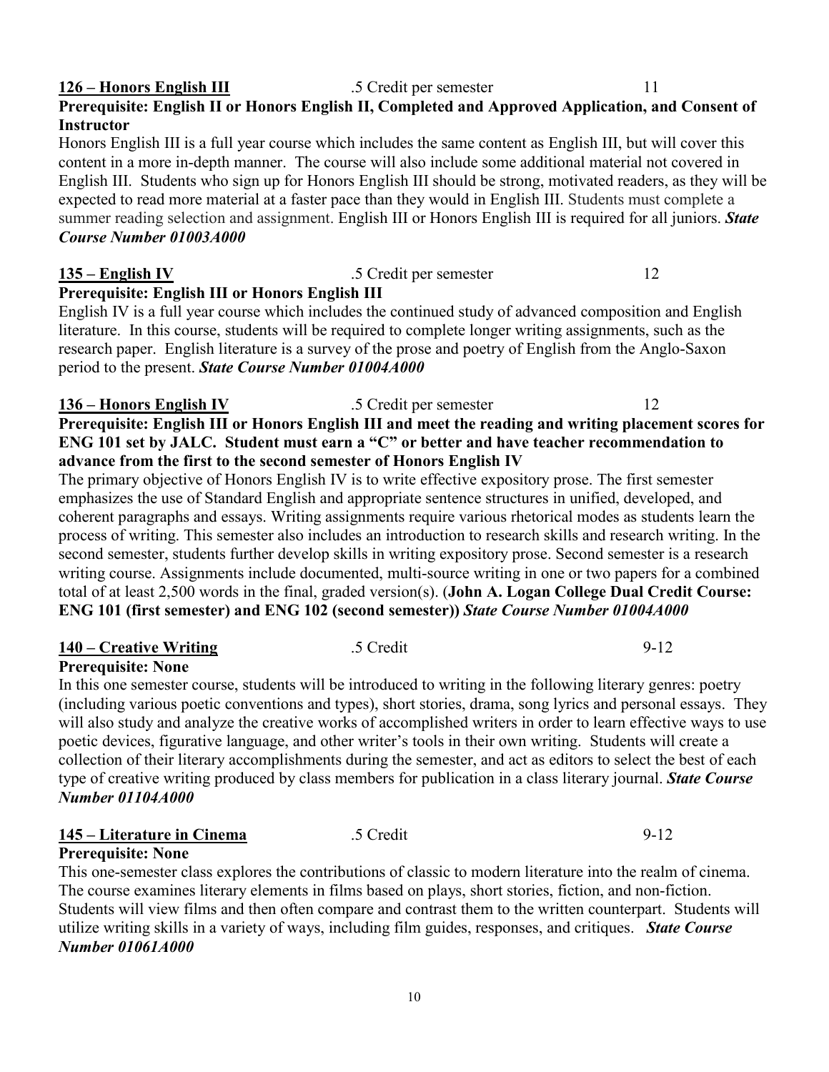**126 – Honors English III** .5 Credit per semester 11

**Prerequisite: English II or Honors English II, Completed and Approved Application, and Consent of Instructor**

Honors English III is a full year course which includes the same content as English III, but will cover this content in a more in-depth manner. The course will also include some additional material not covered in English III. Students who sign up for Honors English III should be strong, motivated readers, as they will be expected to read more material at a faster pace than they would in English III. Students must complete a summer reading selection and assignment. English III or Honors English III is required for all juniors. ***State Course Number 01003A000***

**135 – English IV** .5 Credit per semester 12

**Prerequisite: English III or Honors English III**

English IV is a full year course which includes the continued study of advanced composition and English literature. In this course, students will be required to complete longer writing assignments, such as the research paper. English literature is a survey of the prose and poetry of English from the Anglo-Saxon period to the present. ***State Course Number 01004A000***

**136 – Honors English IV** .5 Credit per semester 12

**Prerequisite: English III or Honors English III and meet the reading and writing placement scores for ENG 101 set by JALC. Student must earn a "C" or better and have teacher recommendation to advance from the first to the second semester of Honors English IV**

The primary objective of Honors English IV is to write effective expository prose. The first semester emphasizes the use of Standard English and appropriate sentence structures in unified, developed, and coherent paragraphs and essays. Writing assignments require various rhetorical modes as students learn the process of writing. This semester also includes an introduction to research skills and research writing. In the second semester, students further develop skills in writing expository prose. Second semester is a research writing course. Assignments include documented, multi-source writing in one or two papers for a combined total of at least 2,500 words in the final, graded version(s). (**John A. Logan College Dual Credit Course: ENG 101 (first semester) and ENG 102 (second semester)**) ***State Course Number 01004A000***

**140 – Creative Writing** .5 Credit 9-12

**Prerequisite: None**

In this one semester course, students will be introduced to writing in the following literary genres: poetry (including various poetic conventions and types), short stories, drama, song lyrics and personal essays. They will also study and analyze the creative works of accomplished writers in order to learn effective ways to use poetic devices, figurative language, and other writer's tools in their own writing. Students will create a collection of their literary accomplishments during the semester, and act as editors to select the best of each type of creative writing produced by class members for publication in a class literary journal. ***State Course Number 01104A000***

**145 – Literature in Cinema** .5 Credit 9-12

**Prerequisite: None**

This one-semester class explores the contributions of classic to modern literature into the realm of cinema. The course examines literary elements in films based on plays, short stories, fiction, and non-fiction. Students will view films and then often compare and contrast them to the written counterpart. Students will utilize writing skills in a variety of ways, including film guides, responses, and critiques. ***State Course Number 01061A000***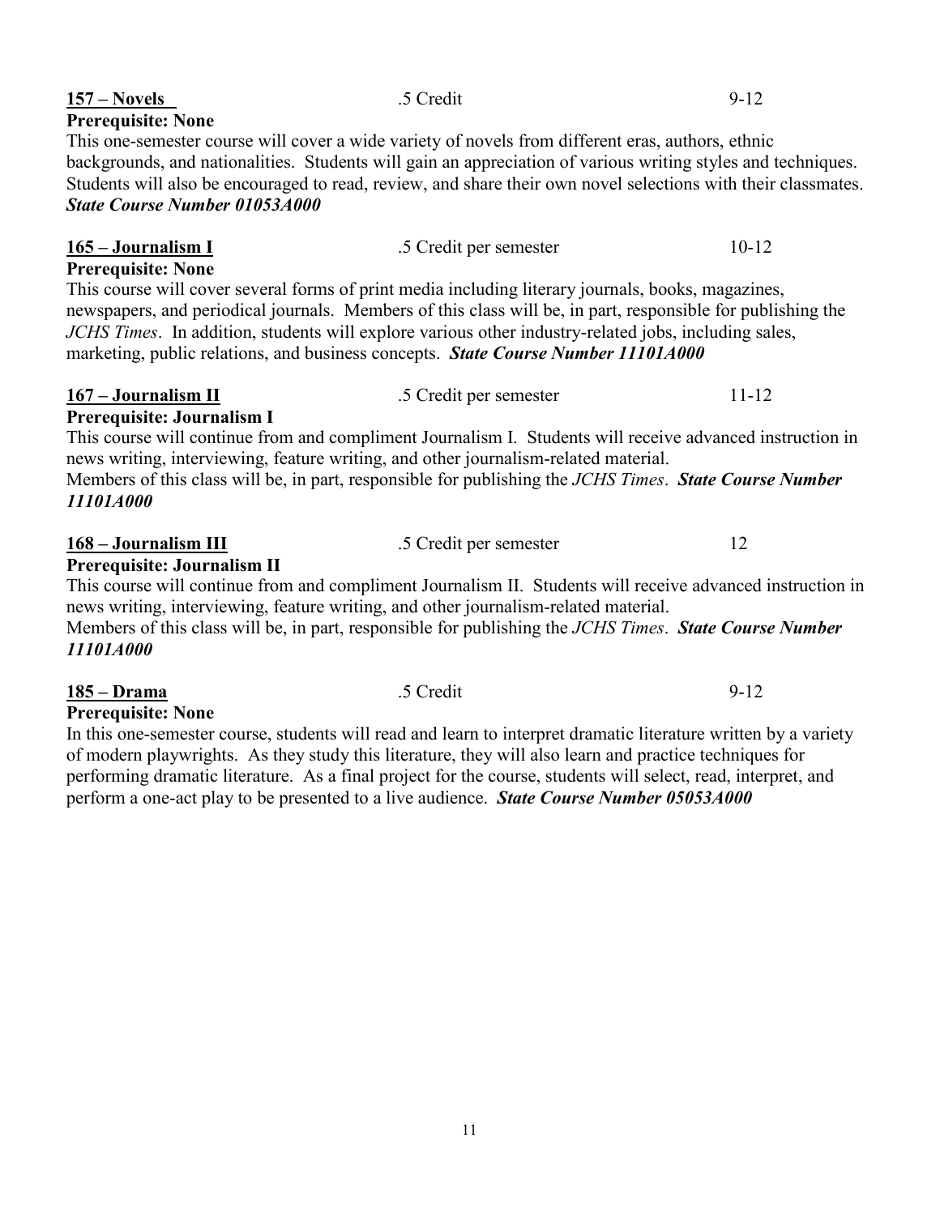**157 – Novels** .5 Credit 9-12

**Prerequisite: None**

This one-semester course will cover a wide variety of novels from different eras, authors, ethnic backgrounds, and nationalities. Students will gain an appreciation of various writing styles and techniques. Students will also be encouraged to read, review, and share their own novel selections with their classmates. ***State Course Number 01053A000***

**165 – Journalism I** .5 Credit per semester 10-12

**Prerequisite: None**

This course will cover several forms of print media including literary journals, books, magazines, newspapers, and periodical journals. Members of this class will be, in part, responsible for publishing the *JCHS Times*. In addition, students will explore various other industry-related jobs, including sales, marketing, public relations, and business concepts. ***State Course Number 11101A000***

**167 – Journalism II** .5 Credit per semester 11-12

**Prerequisite: Journalism I**

This course will continue from and compliment Journalism I. Students will receive advanced instruction in news writing, interviewing, feature writing, and other journalism-related material.
Members of this class will be, in part, responsible for publishing the *JCHS Times*. ***State Course Number 11101A000***

**168 – Journalism III** .5 Credit per semester 12

**Prerequisite: Journalism II**

This course will continue from and compliment Journalism II. Students will receive advanced instruction in news writing, interviewing, feature writing, and other journalism-related material.
Members of this class will be, in part, responsible for publishing the *JCHS Times*. ***State Course Number 11101A000***

**185 – Drama** .5 Credit 9-12

**Prerequisite: None**

In this one-semester course, students will read and learn to interpret dramatic literature written by a variety of modern playwrights. As they study this literature, they will also learn and practice techniques for performing dramatic literature. As a final project for the course, students will select, read, interpret, and perform a one-act play to be presented to a live audience. ***State Course Number 05053A000***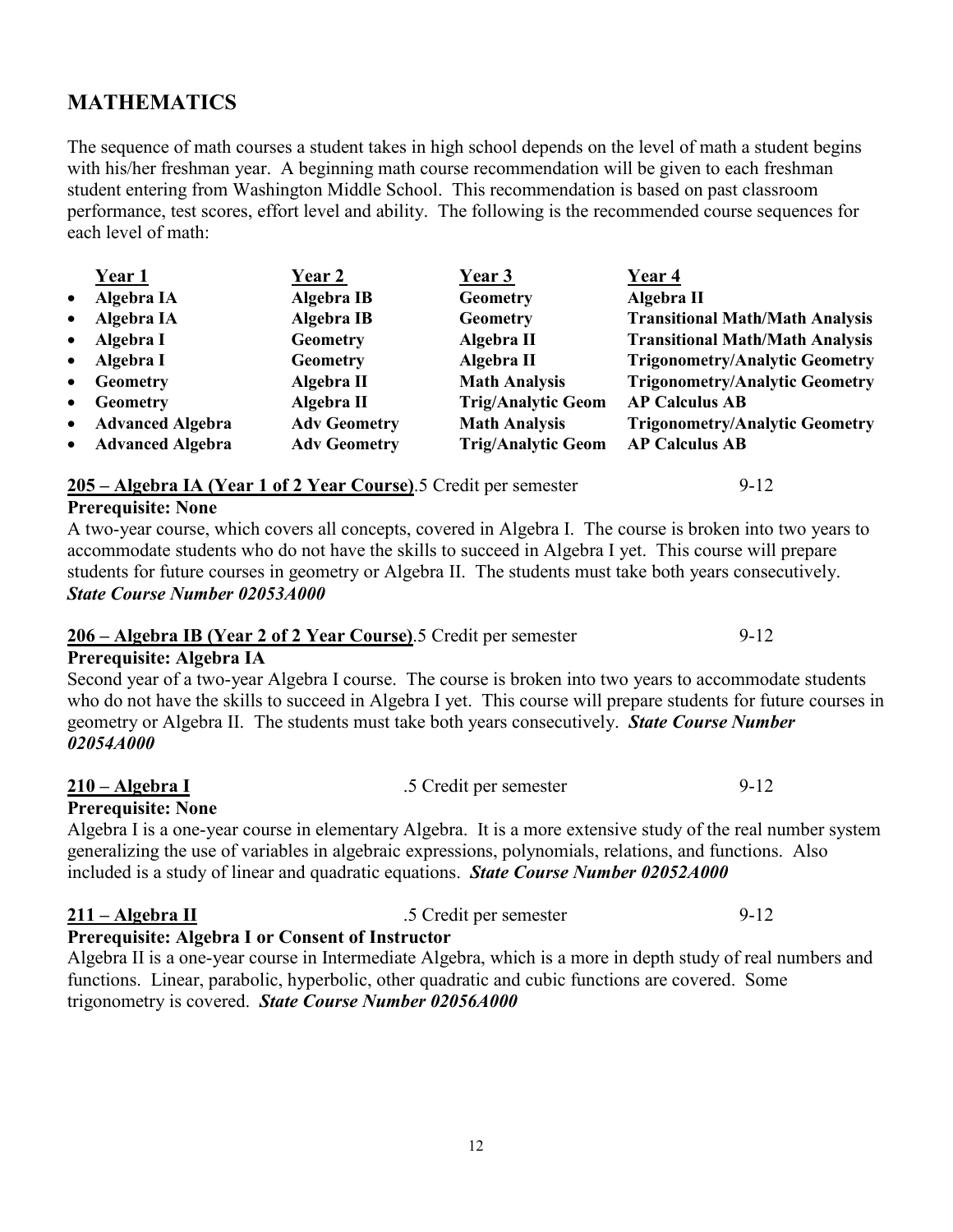# MATHEMATICS

The sequence of math courses a student takes in high school depends on the level of math a student begins with his/her freshman year. A beginning math course recommendation will be given to each freshman student entering from Washington Middle School. This recommendation is based on past classroom performance, test scores, effort level and ability. The following is the recommended course sequences for each level of math:

| Year 1 | Year 2 | Year 3 | Year 4 |
|---|---|---|---|
| • **Algebra IA** | **Algebra IB** | **Geometry** | **Algebra II** |
| • **Algebra IA** | **Algebra IB** | **Geometry** | **Transitional Math/Math Analysis** |
| • **Algebra I** | **Geometry** | **Algebra II** | **Transitional Math/Math Analysis** |
| • **Algebra I** | **Geometry** | **Algebra II** | **Trigonometry/Analytic Geometry** |
| • **Geometry** | **Algebra II** | **Math Analysis** | **Trigonometry/Analytic Geometry** |
| • **Geometry** | **Algebra II** | **Trig/Analytic Geom** | **AP Calculus AB** |
| • **Advanced Algebra** | **Adv Geometry** | **Math Analysis** | **Trigonometry/Analytic Geometry** |
| • **Advanced Algebra** | **Adv Geometry** | **Trig/Analytic Geom** | **AP Calculus AB** |

**205 – Algebra IA (Year 1 of 2 Year Course)** .5 Credit per semester 9-12

**Prerequisite: None**

A two-year course, which covers all concepts, covered in Algebra I. The course is broken into two years to accommodate students who do not have the skills to succeed in Algebra I yet. This course will prepare students for future courses in geometry or Algebra II. The students must take both years consecutively. ***State Course Number 02053A000***

**206 – Algebra IB (Year 2 of 2 Year Course)** .5 Credit per semester 9-12

**Prerequisite: Algebra IA**

Second year of a two-year Algebra I course. The course is broken into two years to accommodate students who do not have the skills to succeed in Algebra I yet. This course will prepare students for future courses in geometry or Algebra II. The students must take both years consecutively. ***State Course Number 02054A000***

**210 – Algebra I** .5 Credit per semester 9-12

**Prerequisite: None**

Algebra I is a one-year course in elementary Algebra. It is a more extensive study of the real number system generalizing the use of variables in algebraic expressions, polynomials, relations, and functions. Also included is a study of linear and quadratic equations. ***State Course Number 02052A000***

**211 – Algebra II** .5 Credit per semester 9-12

**Prerequisite: Algebra I or Consent of Instructor**

Algebra II is a one-year course in Intermediate Algebra, which is a more in depth study of real numbers and functions. Linear, parabolic, hyperbolic, other quadratic and cubic functions are covered. Some trigonometry is covered. ***State Course Number 02056A000***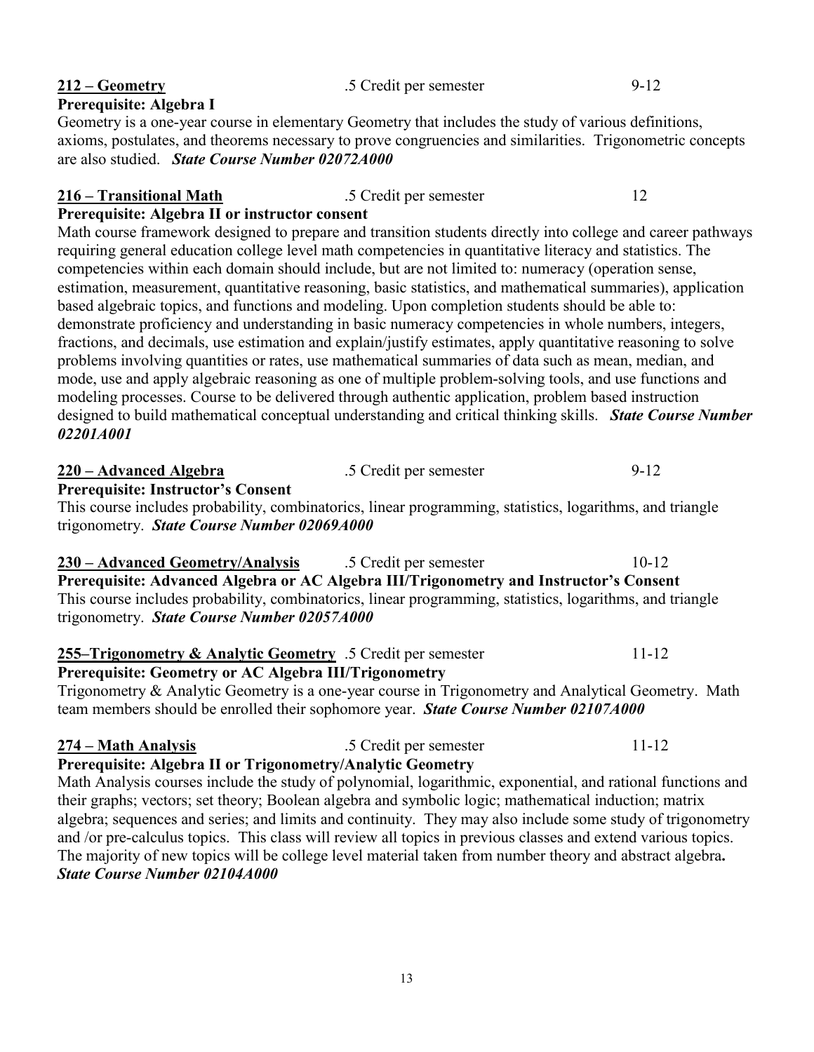**212 – Geometry** .5 Credit per semester 9-12

**Prerequisite: Algebra I**

Geometry is a one-year course in elementary Geometry that includes the study of various definitions, axioms, postulates, and theorems necessary to prove congruencies and similarities. Trigonometric concepts are also studied. ***State Course Number 02072A000***

**216 – Transitional Math** .5 Credit per semester 12

**Prerequisite: Algebra II or instructor consent**

Math course framework designed to prepare and transition students directly into college and career pathways requiring general education college level math competencies in quantitative literacy and statistics. The competencies within each domain should include, but are not limited to: numeracy (operation sense, estimation, measurement, quantitative reasoning, basic statistics, and mathematical summaries), application based algebraic topics, and functions and modeling. Upon completion students should be able to: demonstrate proficiency and understanding in basic numeracy competencies in whole numbers, integers, fractions, and decimals, use estimation and explain/justify estimates, apply quantitative reasoning to solve problems involving quantities or rates, use mathematical summaries of data such as mean, median, and mode, use and apply algebraic reasoning as one of multiple problem-solving tools, and use functions and modeling processes. Course to be delivered through authentic application, problem based instruction designed to build mathematical conceptual understanding and critical thinking skills. ***State Course Number 02201A001***

**220 – Advanced Algebra** .5 Credit per semester 9-12

**Prerequisite: Instructor's Consent**

This course includes probability, combinatorics, linear programming, statistics, logarithms, and triangle trigonometry. ***State Course Number 02069A000***

**230 – Advanced Geometry/Analysis** .5 Credit per semester 10-12

**Prerequisite: Advanced Algebra or AC Algebra III/Trigonometry and Instructor's Consent**

This course includes probability, combinatorics, linear programming, statistics, logarithms, and triangle trigonometry. ***State Course Number 02057A000***

**255–Trigonometry & Analytic Geometry** .5 Credit per semester 11-12

**Prerequisite: Geometry or AC Algebra III/Trigonometry**

Trigonometry & Analytic Geometry is a one-year course in Trigonometry and Analytical Geometry. Math team members should be enrolled their sophomore year. ***State Course Number 02107A000***

**274 – Math Analysis** .5 Credit per semester 11-12

**Prerequisite: Algebra II or Trigonometry/Analytic Geometry**

Math Analysis courses include the study of polynomial, logarithmic, exponential, and rational functions and their graphs; vectors; set theory; Boolean algebra and symbolic logic; mathematical induction; matrix algebra; sequences and series; and limits and continuity. They may also include some study of trigonometry and /or pre-calculus topics. This class will review all topics in previous classes and extend various topics. The majority of new topics will be college level material taken from number theory and abstract algebra**.** ***State Course Number 02104A000***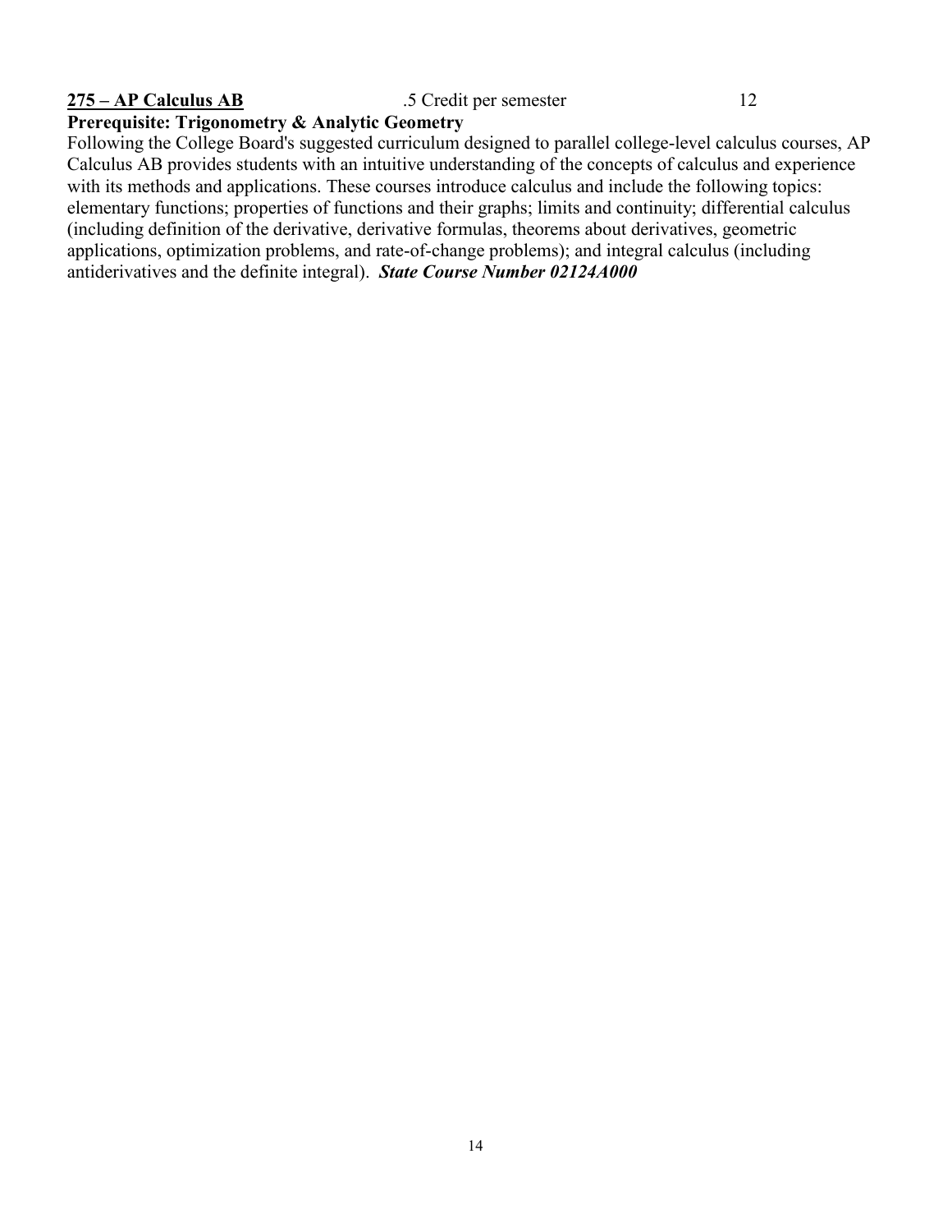**<u>275 – AP Calculus AB</u>** .5 Credit per semester 12

**Prerequisite: Trigonometry & Analytic Geometry**

Following the College Board's suggested curriculum designed to parallel college-level calculus courses, AP Calculus AB provides students with an intuitive understanding of the concepts of calculus and experience with its methods and applications. These courses introduce calculus and include the following topics: elementary functions; properties of functions and their graphs; limits and continuity; differential calculus (including definition of the derivative, derivative formulas, theorems about derivatives, geometric applications, optimization problems, and rate-of-change problems); and integral calculus (including antiderivatives and the definite integral). ***State Course Number 02124A000***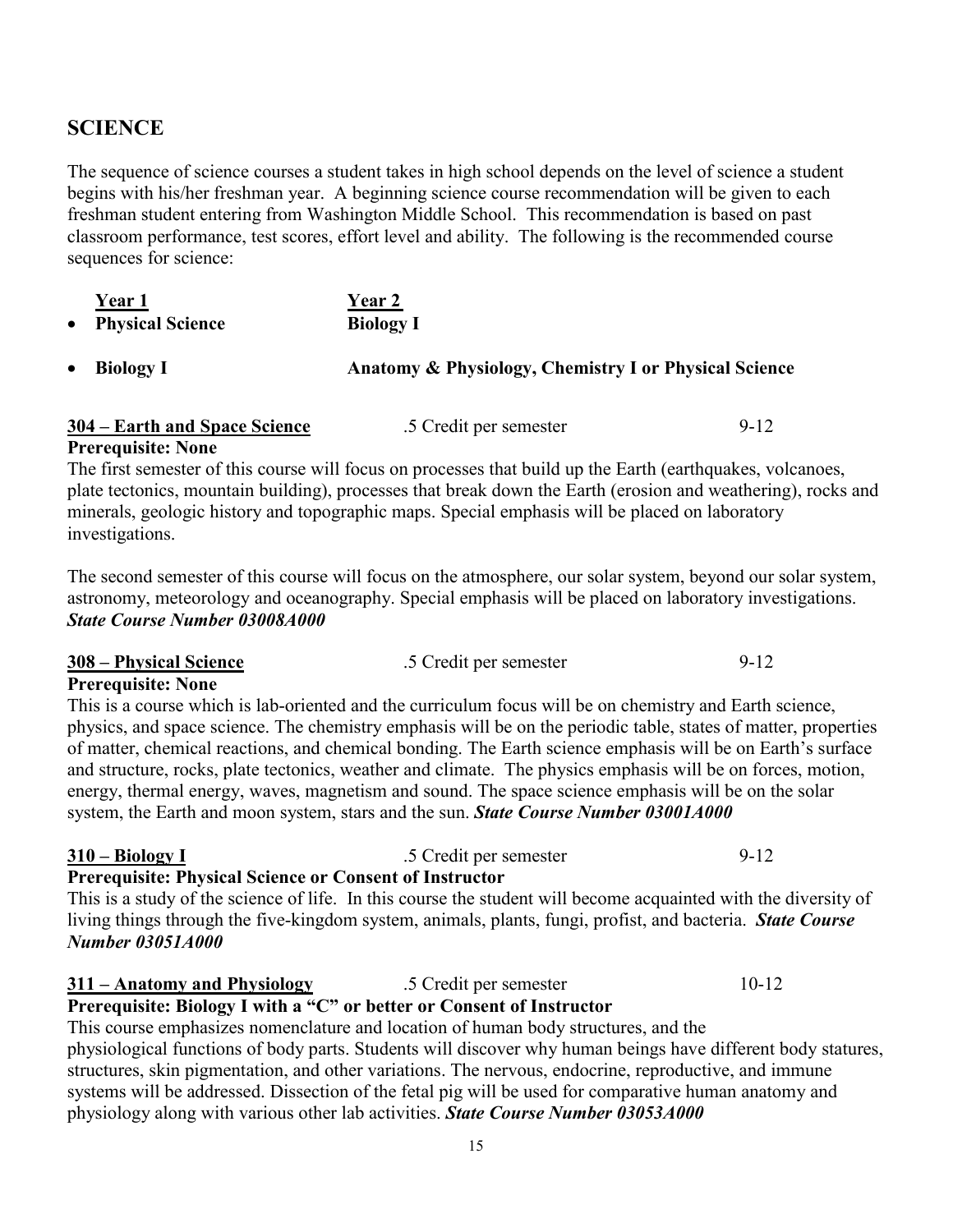## SCIENCE

The sequence of science courses a student takes in high school depends on the level of science a student begins with his/her freshman year. A beginning science course recommendation will be given to each freshman student entering from Washington Middle School. This recommendation is based on past classroom performance, test scores, effort level and ability. The following is the recommended course sequences for science:

| Year 1 | Year 2 |
|---|---|
| **Physical Science** | **Biology I** |
| **Biology I** | **Anatomy & Physiology, Chemistry I or Physical Science** |

**304 – Earth and Space Science** .5 Credit per semester 9-12
**Prerequisite: None**

The first semester of this course will focus on processes that build up the Earth (earthquakes, volcanoes, plate tectonics, mountain building), processes that break down the Earth (erosion and weathering), rocks and minerals, geologic history and topographic maps. Special emphasis will be placed on laboratory investigations.

The second semester of this course will focus on the atmosphere, our solar system, beyond our solar system, astronomy, meteorology and oceanography. Special emphasis will be placed on laboratory investigations. ***State Course Number 03008A000***

**308 – Physical Science** .5 Credit per semester 9-12
**Prerequisite: None**

This is a course which is lab-oriented and the curriculum focus will be on chemistry and Earth science, physics, and space science. The chemistry emphasis will be on the periodic table, states of matter, properties of matter, chemical reactions, and chemical bonding. The Earth science emphasis will be on Earth's surface and structure, rocks, plate tectonics, weather and climate. The physics emphasis will be on forces, motion, energy, thermal energy, waves, magnetism and sound. The space science emphasis will be on the solar system, the Earth and moon system, stars and the sun. ***State Course Number 03001A000***

**310 – Biology I** .5 Credit per semester 9-12
**Prerequisite: Physical Science or Consent of Instructor**

This is a study of the science of life. In this course the student will become acquainted with the diversity of living things through the five-kingdom system, animals, plants, fungi, profist, and bacteria. ***State Course Number 03051A000***

**311 – Anatomy and Physiology** .5 Credit per semester 10-12
**Prerequisite: Biology I with a "C" or better or Consent of Instructor**

This course emphasizes nomenclature and location of human body structures, and the physiological functions of body parts. Students will discover why human beings have different body statures, structures, skin pigmentation, and other variations. The nervous, endocrine, reproductive, and immune systems will be addressed. Dissection of the fetal pig will be used for comparative human anatomy and physiology along with various other lab activities. ***State Course Number 03053A000***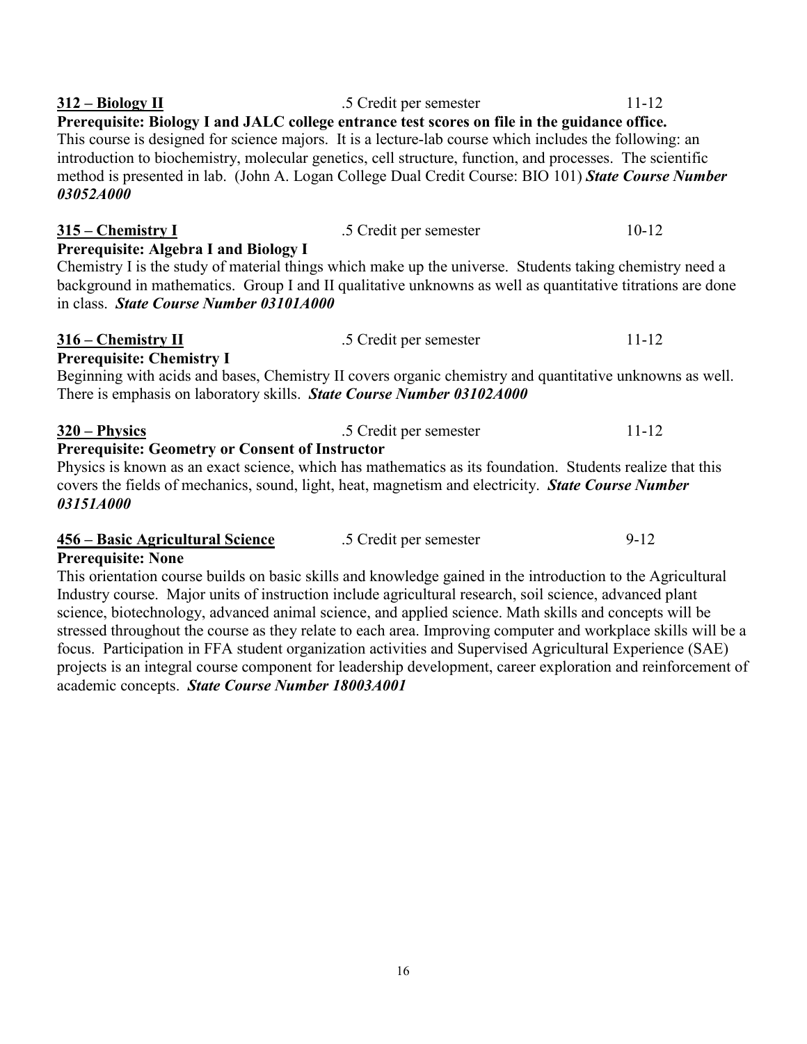**312 – Biology II** .5 Credit per semester 11-12

**Prerequisite: Biology I and JALC college entrance test scores on file in the guidance office.**

This course is designed for science majors. It is a lecture-lab course which includes the following: an introduction to biochemistry, molecular genetics, cell structure, function, and processes. The scientific method is presented in lab. (John A. Logan College Dual Credit Course: BIO 101) ***State Course Number 03052A000***

**315 – Chemistry I** .5 Credit per semester 10-12

**Prerequisite: Algebra I and Biology I**

Chemistry I is the study of material things which make up the universe. Students taking chemistry need a background in mathematics. Group I and II qualitative unknowns as well as quantitative titrations are done in class. ***State Course Number 03101A000***

**316 – Chemistry II** .5 Credit per semester 11-12

**Prerequisite: Chemistry I**

Beginning with acids and bases, Chemistry II covers organic chemistry and quantitative unknowns as well. There is emphasis on laboratory skills. ***State Course Number 03102A000***

**320 – Physics** .5 Credit per semester 11-12

**Prerequisite: Geometry or Consent of Instructor**

Physics is known as an exact science, which has mathematics as its foundation. Students realize that this covers the fields of mechanics, sound, light, heat, magnetism and electricity. ***State Course Number 03151A000***

**456 – Basic Agricultural Science** .5 Credit per semester 9-12

**Prerequisite: None**

This orientation course builds on basic skills and knowledge gained in the introduction to the Agricultural Industry course. Major units of instruction include agricultural research, soil science, advanced plant science, biotechnology, advanced animal science, and applied science. Math skills and concepts will be stressed throughout the course as they relate to each area. Improving computer and workplace skills will be a focus. Participation in FFA student organization activities and Supervised Agricultural Experience (SAE) projects is an integral course component for leadership development, career exploration and reinforcement of academic concepts. ***State Course Number 18003A001***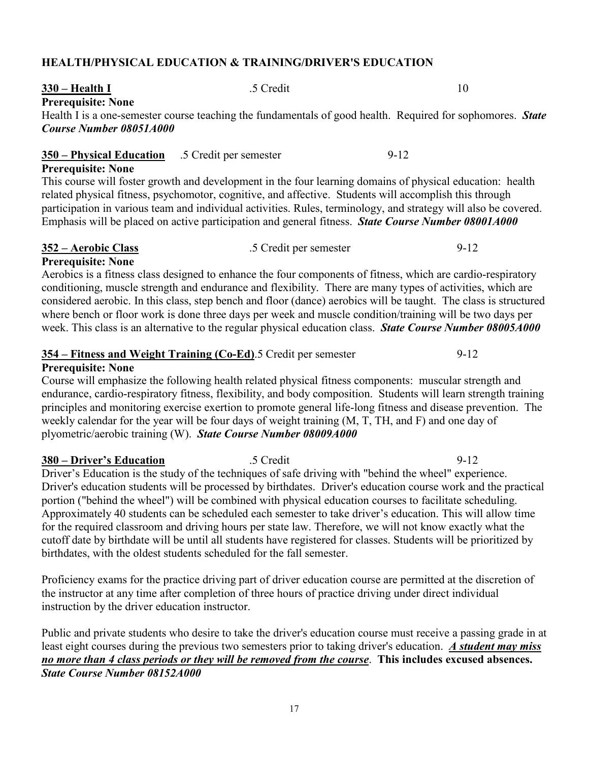## HEALTH/PHYSICAL EDUCATION & TRAINING/DRIVER'S EDUCATION

**330 – Health I** .5 Credit 10

**Prerequisite: None**

Health I is a one-semester course teaching the fundamentals of good health. Required for sophomores. ***State Course Number 08051A000***

**350 – Physical Education** .5 Credit per semester 9-12

**Prerequisite: None**

This course will foster growth and development in the four learning domains of physical education: health related physical fitness, psychomotor, cognitive, and affective. Students will accomplish this through participation in various team and individual activities. Rules, terminology, and strategy will also be covered. Emphasis will be placed on active participation and general fitness. ***State Course Number 08001A000***

**352 – Aerobic Class** .5 Credit per semester 9-12

**Prerequisite: None**

Aerobics is a fitness class designed to enhance the four components of fitness, which are cardio-respiratory conditioning, muscle strength and endurance and flexibility. There are many types of activities, which are considered aerobic. In this class, step bench and floor (dance) aerobics will be taught. The class is structured where bench or floor work is done three days per week and muscle condition/training will be two days per week. This class is an alternative to the regular physical education class. ***State Course Number 08005A000***

**354 – Fitness and Weight Training (Co-Ed)**.5 Credit per semester 9-12

**Prerequisite: None**

Course will emphasize the following health related physical fitness components: muscular strength and endurance, cardio-respiratory fitness, flexibility, and body composition. Students will learn strength training principles and monitoring exercise exertion to promote general life-long fitness and disease prevention. The weekly calendar for the year will be four days of weight training (M, T, TH, and F) and one day of plyometric/aerobic training (W). ***State Course Number 08009A000***

**380 – Driver's Education** .5 Credit 9-12

Driver's Education is the study of the techniques of safe driving with "behind the wheel" experience. Driver's education students will be processed by birthdates. Driver's education course work and the practical portion ("behind the wheel") will be combined with physical education courses to facilitate scheduling. Approximately 40 students can be scheduled each semester to take driver's education. This will allow time for the required classroom and driving hours per state law. Therefore, we will not know exactly what the cutoff date by birthdate will be until all students have registered for classes. Students will be prioritized by birthdates, with the oldest students scheduled for the fall semester.

Proficiency exams for the practice driving part of driver education course are permitted at the discretion of the instructor at any time after completion of three hours of practice driving under direct individual instruction by the driver education instructor.

Public and private students who desire to take the driver's education course must receive a passing grade in at least eight courses during the previous two semesters prior to taking driver's education. ***A student may miss no more than 4 class periods or they will be removed from the course***. **This includes excused absences.** ***State Course Number 08152A000***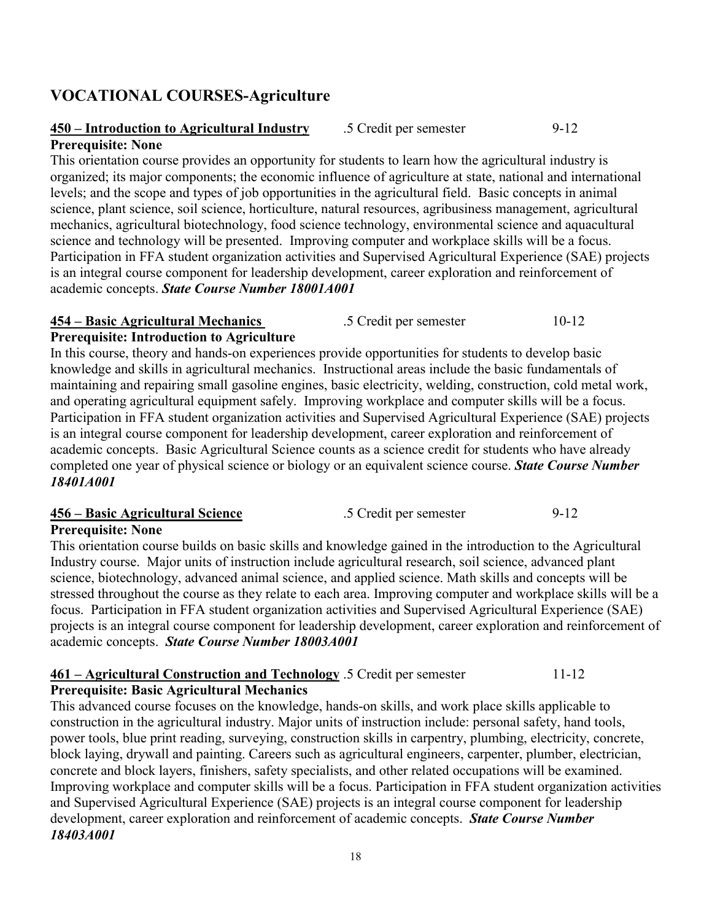# VOCATIONAL COURSES-Agriculture

**450 – Introduction to Agricultural Industry** .5 Credit per semester 9-12

**Prerequisite: None**

This orientation course provides an opportunity for students to learn how the agricultural industry is organized; its major components; the economic influence of agriculture at state, national and international levels; and the scope and types of job opportunities in the agricultural field. Basic concepts in animal science, plant science, soil science, horticulture, natural resources, agribusiness management, agricultural mechanics, agricultural biotechnology, food science technology, environmental science and aquacultural science and technology will be presented. Improving computer and workplace skills will be a focus. Participation in FFA student organization activities and Supervised Agricultural Experience (SAE) projects is an integral course component for leadership development, career exploration and reinforcement of academic concepts. ***State Course Number 18001A001***

**454 – Basic Agricultural Mechanics** .5 Credit per semester 10-12

**Prerequisite: Introduction to Agriculture**

In this course, theory and hands-on experiences provide opportunities for students to develop basic knowledge and skills in agricultural mechanics. Instructional areas include the basic fundamentals of maintaining and repairing small gasoline engines, basic electricity, welding, construction, cold metal work, and operating agricultural equipment safely. Improving workplace and computer skills will be a focus. Participation in FFA student organization activities and Supervised Agricultural Experience (SAE) projects is an integral course component for leadership development, career exploration and reinforcement of academic concepts. Basic Agricultural Science counts as a science credit for students who have already completed one year of physical science or biology or an equivalent science course. ***State Course Number 18401A001***

**456 – Basic Agricultural Science** .5 Credit per semester 9-12

**Prerequisite: None**

This orientation course builds on basic skills and knowledge gained in the introduction to the Agricultural Industry course. Major units of instruction include agricultural research, soil science, advanced plant science, biotechnology, advanced animal science, and applied science. Math skills and concepts will be stressed throughout the course as they relate to each area. Improving computer and workplace skills will be a focus. Participation in FFA student organization activities and Supervised Agricultural Experience (SAE) projects is an integral course component for leadership development, career exploration and reinforcement of academic concepts. ***State Course Number 18003A001***

**461 – Agricultural Construction and Technology** .5 Credit per semester 11-12

**Prerequisite: Basic Agricultural Mechanics**

This advanced course focuses on the knowledge, hands-on skills, and work place skills applicable to construction in the agricultural industry. Major units of instruction include: personal safety, hand tools, power tools, blue print reading, surveying, construction skills in carpentry, plumbing, electricity, concrete, block laying, drywall and painting. Careers such as agricultural engineers, carpenter, plumber, electrician, concrete and block layers, finishers, safety specialists, and other related occupations will be examined. Improving workplace and computer skills will be a focus. Participation in FFA student organization activities and Supervised Agricultural Experience (SAE) projects is an integral course component for leadership development, career exploration and reinforcement of academic concepts. ***State Course Number 18403A001***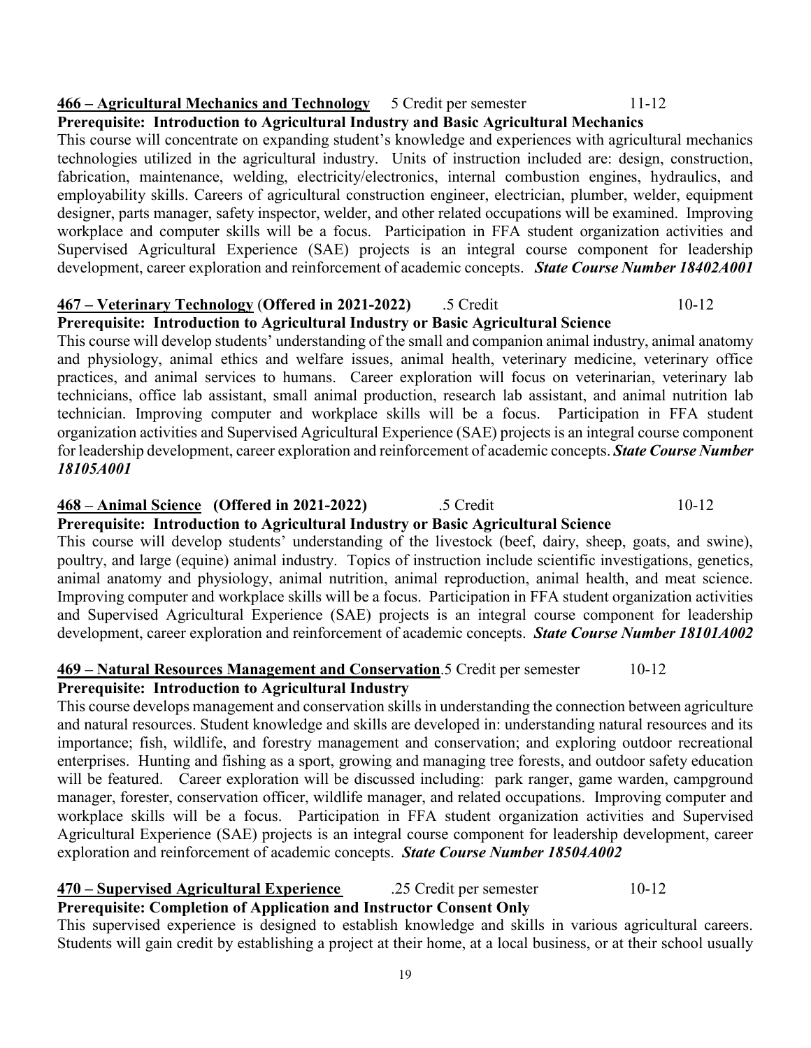**466 – Agricultural Mechanics and Technology** 5 Credit per semester 11-12
**Prerequisite: Introduction to Agricultural Industry and Basic Agricultural Mechanics**
This course will concentrate on expanding student's knowledge and experiences with agricultural mechanics technologies utilized in the agricultural industry. Units of instruction included are: design, construction, fabrication, maintenance, welding, electricity/electronics, internal combustion engines, hydraulics, and employability skills. Careers of agricultural construction engineer, electrician, plumber, welder, equipment designer, parts manager, safety inspector, welder, and other related occupations will be examined. Improving workplace and computer skills will be a focus. Participation in FFA student organization activities and Supervised Agricultural Experience (SAE) projects is an integral course component for leadership development, career exploration and reinforcement of academic concepts. ***State Course Number 18402A001***

**467 – Veterinary Technology (Offered in 2021-2022)** .5 Credit 10-12
**Prerequisite: Introduction to Agricultural Industry or Basic Agricultural Science**
This course will develop students' understanding of the small and companion animal industry, animal anatomy and physiology, animal ethics and welfare issues, animal health, veterinary medicine, veterinary office practices, and animal services to humans. Career exploration will focus on veterinarian, veterinary lab technicians, office lab assistant, small animal production, research lab assistant, and animal nutrition lab technician. Improving computer and workplace skills will be a focus. Participation in FFA student organization activities and Supervised Agricultural Experience (SAE) projects is an integral course component for leadership development, career exploration and reinforcement of academic concepts. ***State Course Number 18105A001***

**468 – Animal Science (Offered in 2021-2022)** .5 Credit 10-12
**Prerequisite: Introduction to Agricultural Industry or Basic Agricultural Science**
This course will develop students' understanding of the livestock (beef, dairy, sheep, goats, and swine), poultry, and large (equine) animal industry. Topics of instruction include scientific investigations, genetics, animal anatomy and physiology, animal nutrition, animal reproduction, animal health, and meat science. Improving computer and workplace skills will be a focus. Participation in FFA student organization activities and Supervised Agricultural Experience (SAE) projects is an integral course component for leadership development, career exploration and reinforcement of academic concepts. ***State Course Number 18101A002***

**469 – Natural Resources Management and Conservation** .5 Credit per semester 10-12
**Prerequisite: Introduction to Agricultural Industry**
This course develops management and conservation skills in understanding the connection between agriculture and natural resources. Student knowledge and skills are developed in: understanding natural resources and its importance; fish, wildlife, and forestry management and conservation; and exploring outdoor recreational enterprises. Hunting and fishing as a sport, growing and managing tree forests, and outdoor safety education will be featured. Career exploration will be discussed including: park ranger, game warden, campground manager, forester, conservation officer, wildlife manager, and related occupations. Improving computer and workplace skills will be a focus. Participation in FFA student organization activities and Supervised Agricultural Experience (SAE) projects is an integral course component for leadership development, career exploration and reinforcement of academic concepts. ***State Course Number 18504A002***

**470 – Supervised Agricultural Experience** .25 Credit per semester 10-12
**Prerequisite: Completion of Application and Instructor Consent Only**
This supervised experience is designed to establish knowledge and skills in various agricultural careers. Students will gain credit by establishing a project at their home, at a local business, or at their school usually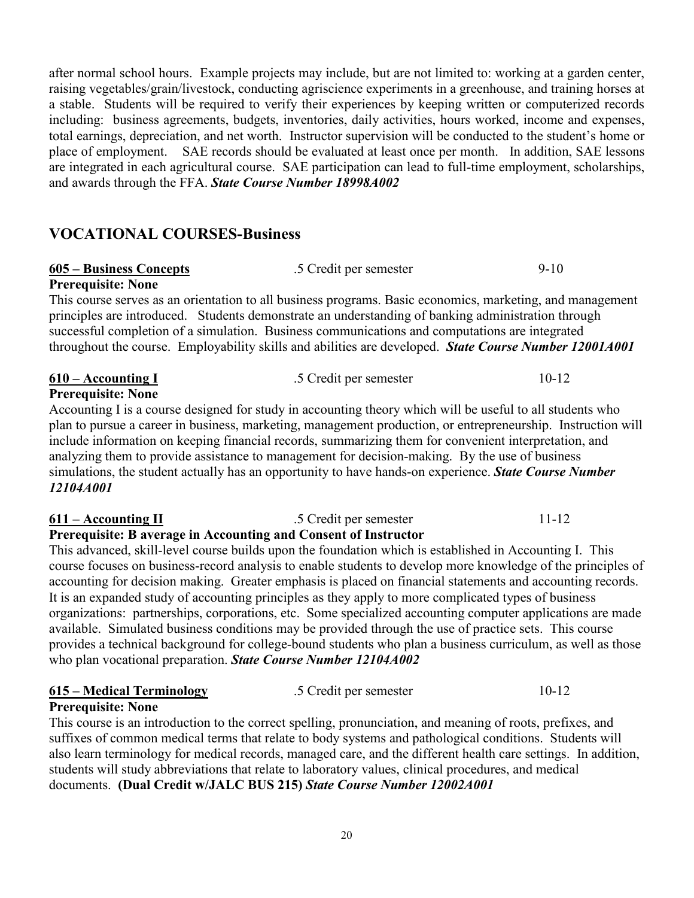after normal school hours. Example projects may include, but are not limited to: working at a garden center, raising vegetables/grain/livestock, conducting agriscience experiments in a greenhouse, and training horses at a stable. Students will be required to verify their experiences by keeping written or computerized records including: business agreements, budgets, inventories, daily activities, hours worked, income and expenses, total earnings, depreciation, and net worth. Instructor supervision will be conducted to the student's home or place of employment. SAE records should be evaluated at least once per month. In addition, SAE lessons are integrated in each agricultural course. SAE participation can lead to full-time employment, scholarships, and awards through the FFA. ***State Course Number 18998A002***

## VOCATIONAL COURSES-Business

**605 – Business Concepts** .5 Credit per semester 9-10
**Prerequisite: None**
This course serves as an orientation to all business programs. Basic economics, marketing, and management principles are introduced. Students demonstrate an understanding of banking administration through successful completion of a simulation. Business communications and computations are integrated throughout the course. Employability skills and abilities are developed. ***State Course Number 12001A001***

**610 – Accounting I** .5 Credit per semester 10-12
**Prerequisite: None**
Accounting I is a course designed for study in accounting theory which will be useful to all students who plan to pursue a career in business, marketing, management production, or entrepreneurship. Instruction will include information on keeping financial records, summarizing them for convenient interpretation, and analyzing them to provide assistance to management for decision-making. By the use of business simulations, the student actually has an opportunity to have hands-on experience. ***State Course Number 12104A001***

**611 – Accounting II** .5 Credit per semester 11-12
**Prerequisite: B average in Accounting and Consent of Instructor**
This advanced, skill-level course builds upon the foundation which is established in Accounting I. This course focuses on business-record analysis to enable students to develop more knowledge of the principles of accounting for decision making. Greater emphasis is placed on financial statements and accounting records. It is an expanded study of accounting principles as they apply to more complicated types of business organizations: partnerships, corporations, etc. Some specialized accounting computer applications are made available. Simulated business conditions may be provided through the use of practice sets. This course provides a technical background for college-bound students who plan a business curriculum, as well as those who plan vocational preparation. ***State Course Number 12104A002***

**615 – Medical Terminology** .5 Credit per semester 10-12
**Prerequisite: None**
This course is an introduction to the correct spelling, pronunciation, and meaning of roots, prefixes, and suffixes of common medical terms that relate to body systems and pathological conditions. Students will also learn terminology for medical records, managed care, and the different health care settings. In addition, students will study abbreviations that relate to laboratory values, clinical procedures, and medical documents. **(Dual Credit w/JALC BUS 215)** ***State Course Number 12002A001***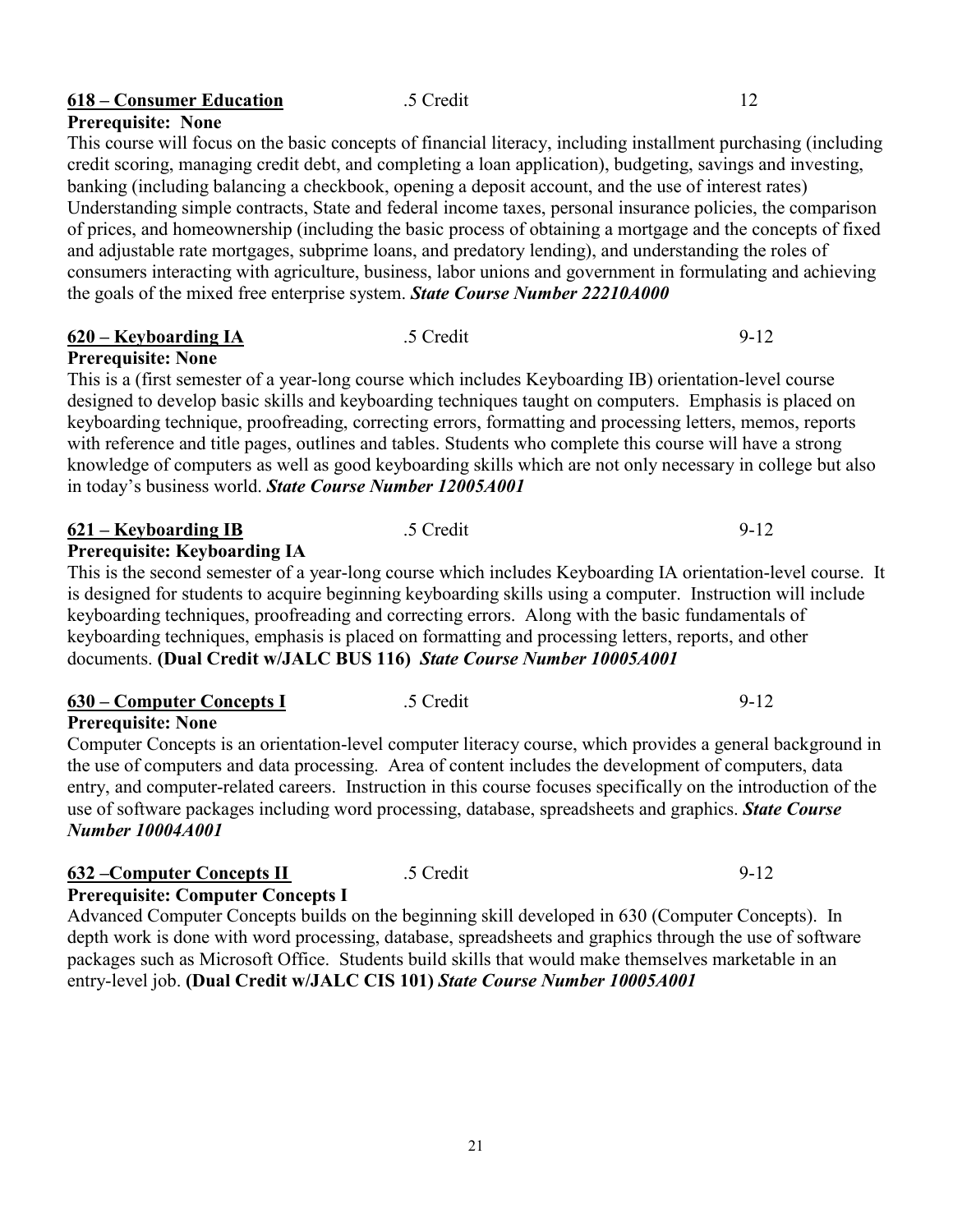**618 – Consumer Education** .5 Credit 12

**Prerequisite: None**

This course will focus on the basic concepts of financial literacy, including installment purchasing (including credit scoring, managing credit debt, and completing a loan application), budgeting, savings and investing, banking (including balancing a checkbook, opening a deposit account, and the use of interest rates) Understanding simple contracts, State and federal income taxes, personal insurance policies, the comparison of prices, and homeownership (including the basic process of obtaining a mortgage and the concepts of fixed and adjustable rate mortgages, subprime loans, and predatory lending), and understanding the roles of consumers interacting with agriculture, business, labor unions and government in formulating and achieving the goals of the mixed free enterprise system. ***State Course Number 22210A000***

**620 – Keyboarding IA** .5 Credit 9-12

**Prerequisite: None**

This is a (first semester of a year-long course which includes Keyboarding IB) orientation-level course designed to develop basic skills and keyboarding techniques taught on computers. Emphasis is placed on keyboarding technique, proofreading, correcting errors, formatting and processing letters, memos, reports with reference and title pages, outlines and tables. Students who complete this course will have a strong knowledge of computers as well as good keyboarding skills which are not only necessary in college but also in today's business world. ***State Course Number 12005A001***

**621 – Keyboarding IB** .5 Credit 9-12

**Prerequisite: Keyboarding IA**

This is the second semester of a year-long course which includes Keyboarding IA orientation-level course. It is designed for students to acquire beginning keyboarding skills using a computer. Instruction will include keyboarding techniques, proofreading and correcting errors. Along with the basic fundamentals of keyboarding techniques, emphasis is placed on formatting and processing letters, reports, and other documents. **(Dual Credit w/JALC BUS 116)** ***State Course Number 10005A001***

**630 – Computer Concepts I** .5 Credit 9-12

**Prerequisite: None**

Computer Concepts is an orientation-level computer literacy course, which provides a general background in the use of computers and data processing. Area of content includes the development of computers, data entry, and computer-related careers. Instruction in this course focuses specifically on the introduction of the use of software packages including word processing, database, spreadsheets and graphics. ***State Course Number 10004A001***

**632 –Computer Concepts II** .5 Credit 9-12

**Prerequisite: Computer Concepts I**

Advanced Computer Concepts builds on the beginning skill developed in 630 (Computer Concepts). In depth work is done with word processing, database, spreadsheets and graphics through the use of software packages such as Microsoft Office. Students build skills that would make themselves marketable in an entry-level job. **(Dual Credit w/JALC CIS 101)** ***State Course Number 10005A001***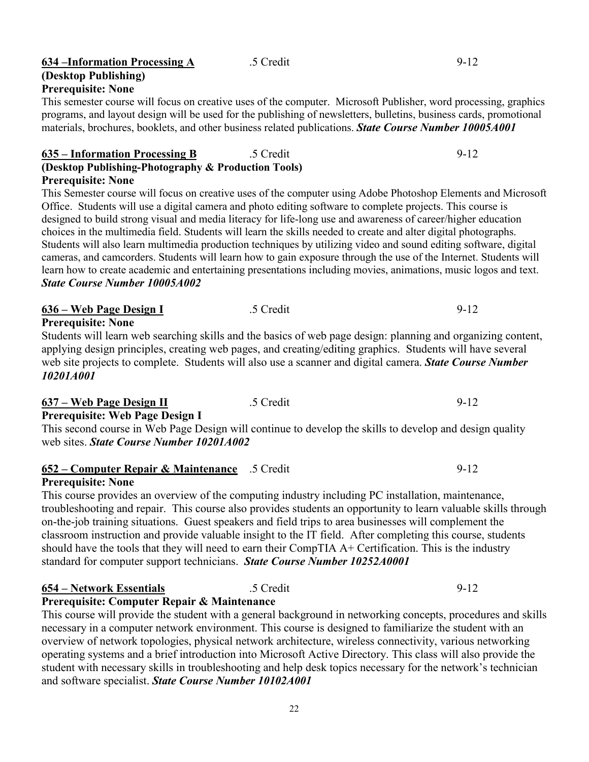**634 –Information Processing A** .5 Credit 9-12
**(Desktop Publishing)**
**Prerequisite: None**

This semester course will focus on creative uses of the computer. Microsoft Publisher, word processing, graphics programs, and layout design will be used for the publishing of newsletters, bulletins, business cards, promotional materials, brochures, booklets, and other business related publications. ***State Course Number 10005A001***

**635 – Information Processing B** .5 Credit 9-12
**(Desktop Publishing-Photography & Production Tools)**
**Prerequisite: None**

This Semester course will focus on creative uses of the computer using Adobe Photoshop Elements and Microsoft Office. Students will use a digital camera and photo editing software to complete projects. This course is designed to build strong visual and media literacy for life-long use and awareness of career/higher education choices in the multimedia field. Students will learn the skills needed to create and alter digital photographs. Students will also learn multimedia production techniques by utilizing video and sound editing software, digital cameras, and camcorders. Students will learn how to gain exposure through the use of the Internet. Students will learn how to create academic and entertaining presentations including movies, animations, music logos and text. ***State Course Number 10005A002***

**636 – Web Page Design I** .5 Credit 9-12
**Prerequisite: None**

Students will learn web searching skills and the basics of web page design: planning and organizing content, applying design principles, creating web pages, and creating/editing graphics. Students will have several web site projects to complete. Students will also use a scanner and digital camera. ***State Course Number 10201A001***

**637 – Web Page Design II** .5 Credit 9-12
**Prerequisite: Web Page Design I**

This second course in Web Page Design will continue to develop the skills to develop and design quality web sites. ***State Course Number 10201A002***

**652 – Computer Repair & Maintenance** .5 Credit 9-12
**Prerequisite: None**

This course provides an overview of the computing industry including PC installation, maintenance, troubleshooting and repair. This course also provides students an opportunity to learn valuable skills through on-the-job training situations. Guest speakers and field trips to area businesses will complement the classroom instruction and provide valuable insight to the IT field. After completing this course, students should have the tools that they will need to earn their CompTIA A+ Certification. This is the industry standard for computer support technicians. ***State Course Number 10252A0001***

**654 – Network Essentials** .5 Credit 9-12
**Prerequisite: Computer Repair & Maintenance**

This course will provide the student with a general background in networking concepts, procedures and skills necessary in a computer network environment. This course is designed to familiarize the student with an overview of network topologies, physical network architecture, wireless connectivity, various networking operating systems and a brief introduction into Microsoft Active Directory. This class will also provide the student with necessary skills in troubleshooting and help desk topics necessary for the network's technician and software specialist. ***State Course Number 10102A001***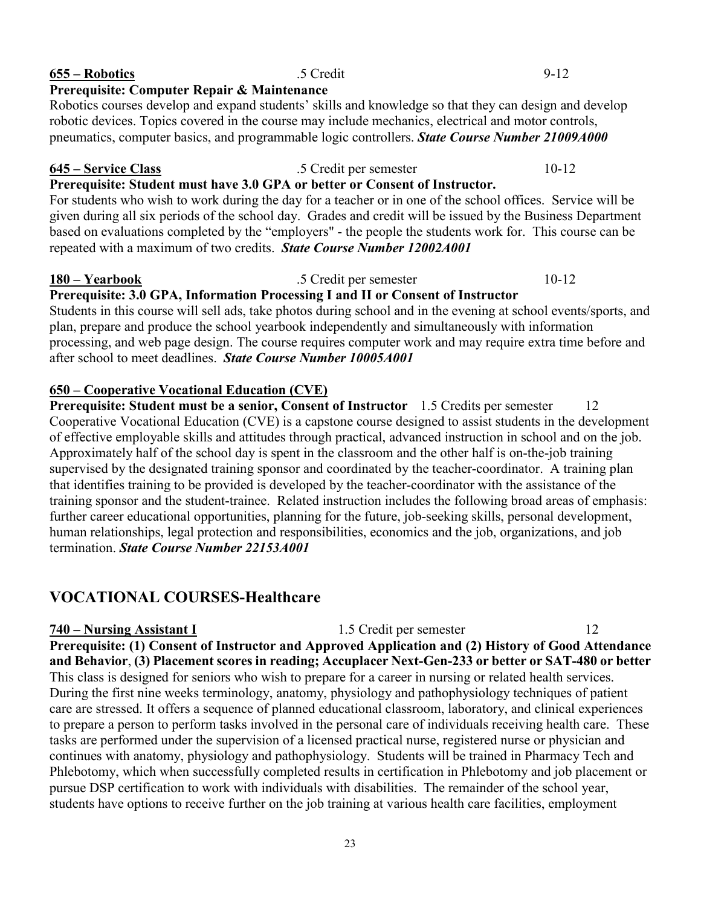**<u>655 – Robotics</u>** .5 Credit 9-12

**Prerequisite: Computer Repair & Maintenance**

Robotics courses develop and expand students' skills and knowledge so that they can design and develop robotic devices. Topics covered in the course may include mechanics, electrical and motor controls, pneumatics, computer basics, and programmable logic controllers. ***State Course Number 21009A000***

**<u>645 – Service Class</u>** .5 Credit per semester 10-12

**Prerequisite: Student must have 3.0 GPA or better or Consent of Instructor.**

For students who wish to work during the day for a teacher or in one of the school offices. Service will be given during all six periods of the school day. Grades and credit will be issued by the Business Department based on evaluations completed by the "employers" - the people the students work for. This course can be repeated with a maximum of two credits. ***State Course Number 12002A001***

**<u>180 – Yearbook</u>** .5 Credit per semester 10-12

**Prerequisite: 3.0 GPA, Information Processing I and II or Consent of Instructor**

Students in this course will sell ads, take photos during school and in the evening at school events/sports, and plan, prepare and produce the school yearbook independently and simultaneously with information processing, and web page design. The course requires computer work and may require extra time before and after school to meet deadlines. ***State Course Number 10005A001***

**<u>650 – Cooperative Vocational Education (CVE)</u>**

**Prerequisite: Student must be a senior, Consent of Instructor** 1.5 Credits per semester 12

Cooperative Vocational Education (CVE) is a capstone course designed to assist students in the development of effective employable skills and attitudes through practical, advanced instruction in school and on the job. Approximately half of the school day is spent in the classroom and the other half is on-the-job training supervised by the designated training sponsor and coordinated by the teacher-coordinator. A training plan that identifies training to be provided is developed by the teacher-coordinator with the assistance of the training sponsor and the student-trainee. Related instruction includes the following broad areas of emphasis: further career educational opportunities, planning for the future, job-seeking skills, personal development, human relationships, legal protection and responsibilities, economics and the job, organizations, and job termination. ***State Course Number 22153A001***

## VOCATIONAL COURSES-Healthcare

**<u>740 – Nursing Assistant I</u>** 1.5 Credit per semester 12

**Prerequisite: (1) Consent of Instructor and Approved Application and (2) History of Good Attendance and Behavior**, **(3) Placement scores in reading; Accuplacer Next-Gen-233 or better or SAT-480 or better**

This class is designed for seniors who wish to prepare for a career in nursing or related health services. During the first nine weeks terminology, anatomy, physiology and pathophysiology techniques of patient care are stressed. It offers a sequence of planned educational classroom, laboratory, and clinical experiences to prepare a person to perform tasks involved in the personal care of individuals receiving health care. These tasks are performed under the supervision of a licensed practical nurse, registered nurse or physician and continues with anatomy, physiology and pathophysiology. Students will be trained in Pharmacy Tech and Phlebotomy, which when successfully completed results in certification in Phlebotomy and job placement or pursue DSP certification to work with individuals with disabilities. The remainder of the school year, students have options to receive further on the job training at various health care facilities, employment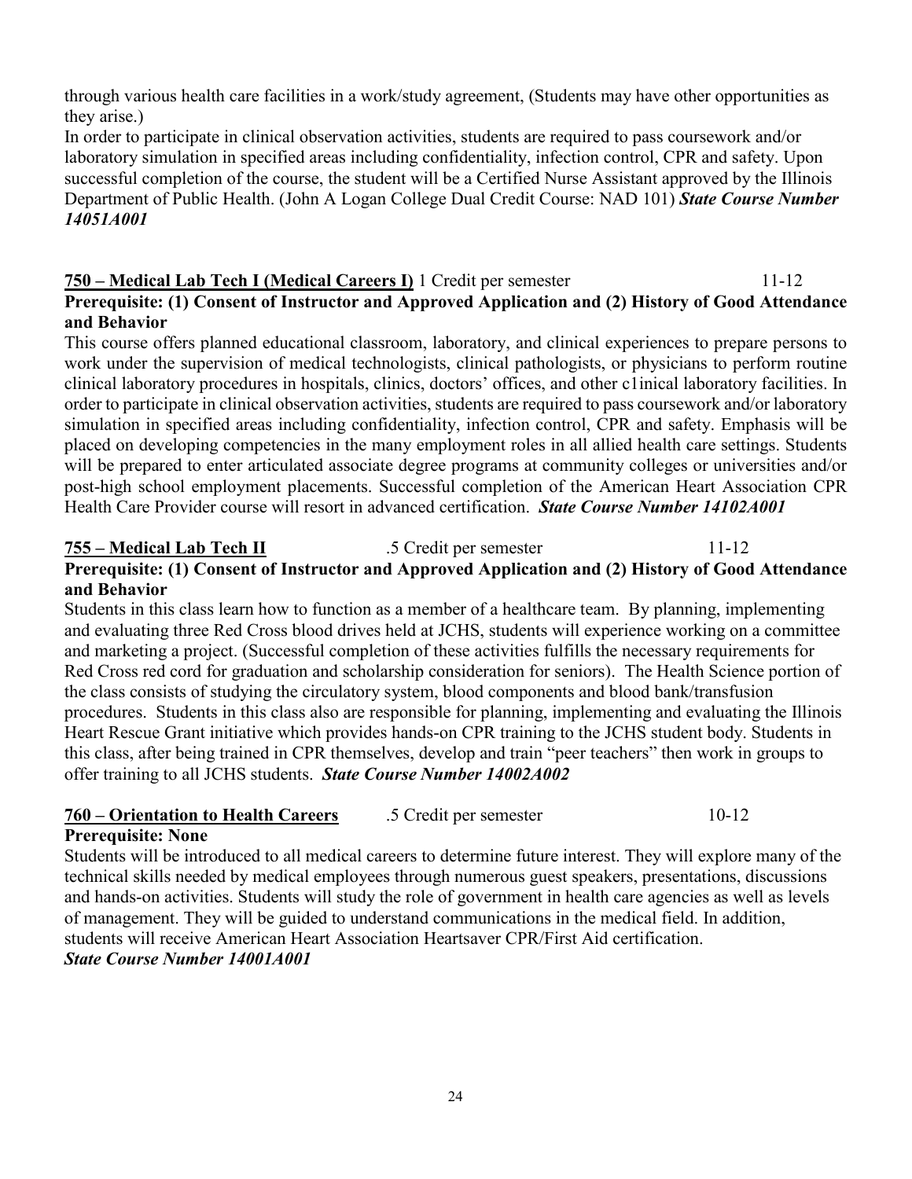through various health care facilities in a work/study agreement, (Students may have other opportunities as they arise.)

In order to participate in clinical observation activities, students are required to pass coursework and/or laboratory simulation in specified areas including confidentiality, infection control, CPR and safety. Upon successful completion of the course, the student will be a Certified Nurse Assistant approved by the Illinois Department of Public Health. (John A Logan College Dual Credit Course: NAD 101) ***State Course Number 14051A001***

**750 – Medical Lab Tech I (Medical Careers I)** 1 Credit per semester 11-12

**Prerequisite: (1) Consent of Instructor and Approved Application and (2) History of Good Attendance and Behavior**

This course offers planned educational classroom, laboratory, and clinical experiences to prepare persons to work under the supervision of medical technologists, clinical pathologists, or physicians to perform routine clinical laboratory procedures in hospitals, clinics, doctors' offices, and other c1inical laboratory facilities. In order to participate in clinical observation activities, students are required to pass coursework and/or laboratory simulation in specified areas including confidentiality, infection control, CPR and safety. Emphasis will be placed on developing competencies in the many employment roles in all allied health care settings. Students will be prepared to enter articulated associate degree programs at community colleges or universities and/or post-high school employment placements. Successful completion of the American Heart Association CPR Health Care Provider course will resort in advanced certification. ***State Course Number 14102A001***

**755 – Medical Lab Tech II** .5 Credit per semester 11-12

**Prerequisite: (1) Consent of Instructor and Approved Application and (2) History of Good Attendance and Behavior**

Students in this class learn how to function as a member of a healthcare team. By planning, implementing and evaluating three Red Cross blood drives held at JCHS, students will experience working on a committee and marketing a project. (Successful completion of these activities fulfills the necessary requirements for Red Cross red cord for graduation and scholarship consideration for seniors). The Health Science portion of the class consists of studying the circulatory system, blood components and blood bank/transfusion procedures. Students in this class also are responsible for planning, implementing and evaluating the Illinois Heart Rescue Grant initiative which provides hands-on CPR training to the JCHS student body. Students in this class, after being trained in CPR themselves, develop and train "peer teachers" then work in groups to offer training to all JCHS students. ***State Course Number 14002A002***

**760 – Orientation to Health Careers** .5 Credit per semester 10-12

**Prerequisite: None**

Students will be introduced to all medical careers to determine future interest. They will explore many of the technical skills needed by medical employees through numerous guest speakers, presentations, discussions and hands-on activities. Students will study the role of government in health care agencies as well as levels of management. They will be guided to understand communications in the medical field. In addition, students will receive American Heart Association Heartsaver CPR/First Aid certification.
***State Course Number 14001A001***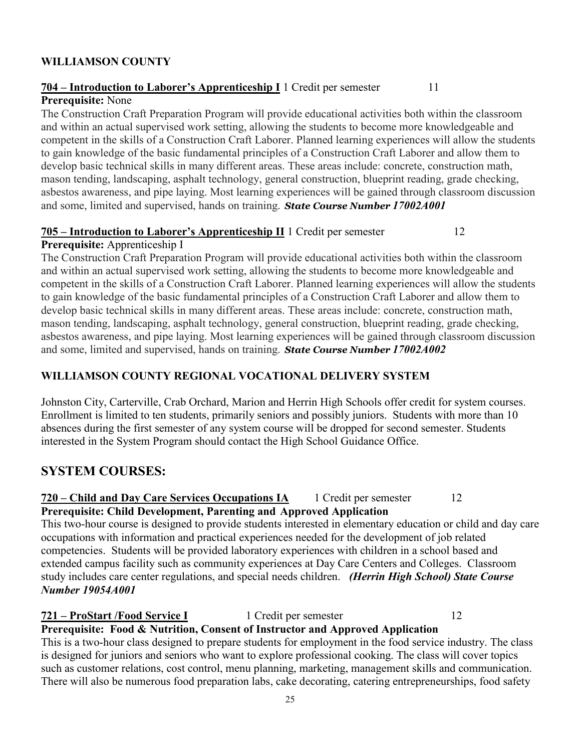**WILLIAMSON COUNTY**

**704 – Introduction to Laborer's Apprenticeship I** 1 Credit per semester 11
**Prerequisite:** None

The Construction Craft Preparation Program will provide educational activities both within the classroom and within an actual supervised work setting, allowing the students to become more knowledgeable and competent in the skills of a Construction Craft Laborer. Planned learning experiences will allow the students to gain knowledge of the basic fundamental principles of a Construction Craft Laborer and allow them to develop basic technical skills in many different areas. These areas include: concrete, construction math, mason tending, landscaping, asphalt technology, general construction, blueprint reading, grade checking, asbestos awareness, and pipe laying. Most learning experiences will be gained through classroom discussion and some, limited and supervised, hands on training. ***State Course Number 17002A001***

**705 – Introduction to Laborer's Apprenticeship II** 1 Credit per semester 12
**Prerequisite:** Apprenticeship I

The Construction Craft Preparation Program will provide educational activities both within the classroom and within an actual supervised work setting, allowing the students to become more knowledgeable and competent in the skills of a Construction Craft Laborer. Planned learning experiences will allow the students to gain knowledge of the basic fundamental principles of a Construction Craft Laborer and allow them to develop basic technical skills in many different areas. These areas include: concrete, construction math, mason tending, landscaping, asphalt technology, general construction, blueprint reading, grade checking, asbestos awareness, and pipe laying. Most learning experiences will be gained through classroom discussion and some, limited and supervised, hands on training. ***State Course Number 17002A002***

**WILLIAMSON COUNTY REGIONAL VOCATIONAL DELIVERY SYSTEM**

Johnston City, Carterville, Crab Orchard, Marion and Herrin High Schools offer credit for system courses. Enrollment is limited to ten students, primarily seniors and possibly juniors. Students with more than 10 absences during the first semester of any system course will be dropped for second semester. Students interested in the System Program should contact the High School Guidance Office.

## SYSTEM COURSES:

**720 – Child and Day Care Services Occupations IA** 1 Credit per semester 12
**Prerequisite: Child Development, Parenting and Approved Application**

This two-hour course is designed to provide students interested in elementary education or child and day care occupations with information and practical experiences needed for the development of job related competencies. Students will be provided laboratory experiences with children in a school based and extended campus facility such as community experiences at Day Care Centers and Colleges. Classroom study includes care center regulations, and special needs children. ***(Herrin High School) State Course Number 19054A001***

**721 – ProStart /Food Service I** 1 Credit per semester 12
**Prerequisite: Food & Nutrition, Consent of Instructor and Approved Application**

This is a two-hour class designed to prepare students for employment in the food service industry. The class is designed for juniors and seniors who want to explore professional cooking. The class will cover topics such as customer relations, cost control, menu planning, marketing, management skills and communication. There will also be numerous food preparation labs, cake decorating, catering entrepreneurships, food safety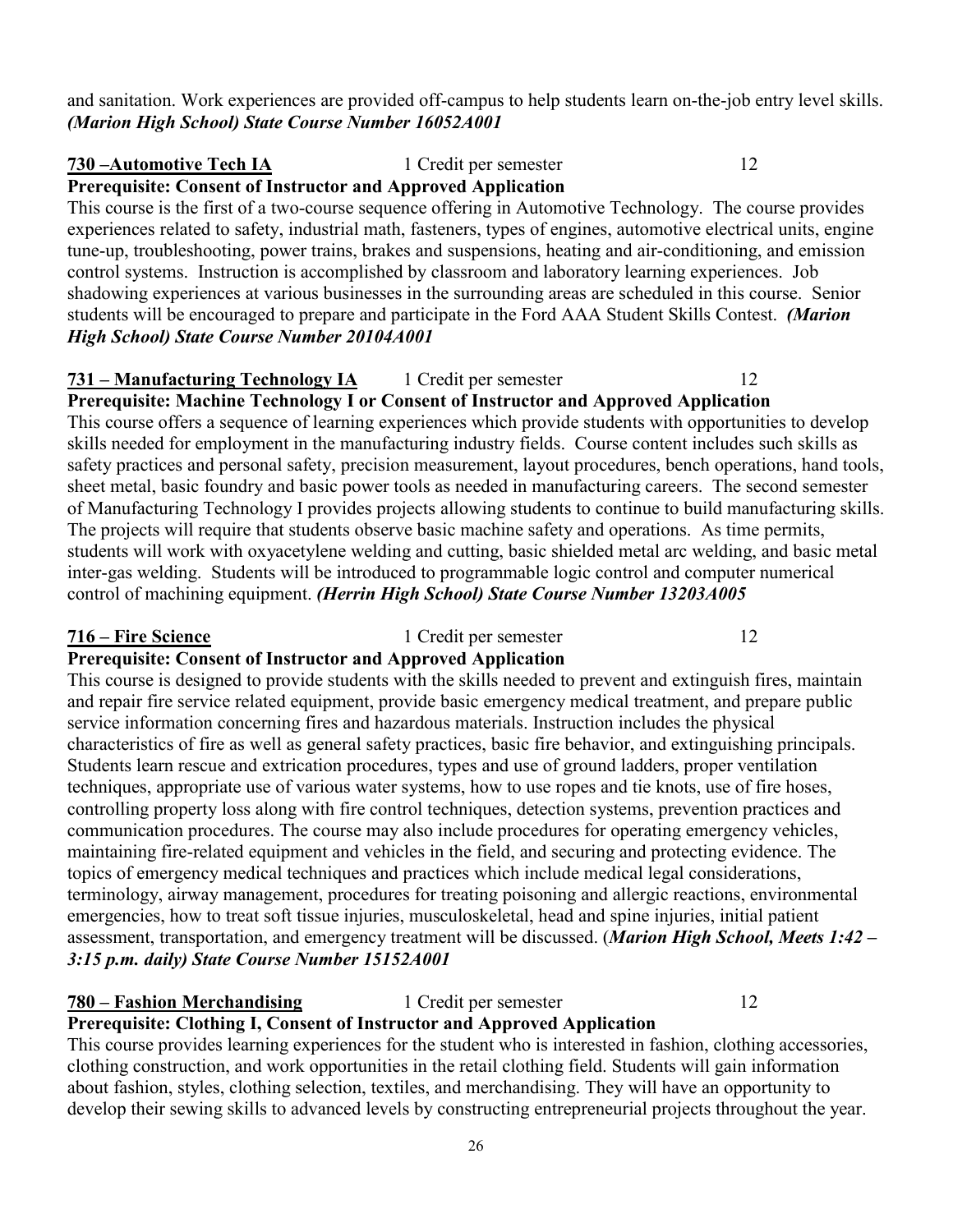and sanitation. Work experiences are provided off-campus to help students learn on-the-job entry level skills. ***(Marion High School) State Course Number 16052A001***

**730 –Automotive Tech IA** 1 Credit per semester 12

**Prerequisite: Consent of Instructor and Approved Application**

This course is the first of a two-course sequence offering in Automotive Technology. The course provides experiences related to safety, industrial math, fasteners, types of engines, automotive electrical units, engine tune-up, troubleshooting, power trains, brakes and suspensions, heating and air-conditioning, and emission control systems. Instruction is accomplished by classroom and laboratory learning experiences. Job shadowing experiences at various businesses in the surrounding areas are scheduled in this course. Senior students will be encouraged to prepare and participate in the Ford AAA Student Skills Contest. ***(Marion High School) State Course Number 20104A001***

**731 – Manufacturing Technology IA** 1 Credit per semester 12

**Prerequisite: Machine Technology I or Consent of Instructor and Approved Application**

This course offers a sequence of learning experiences which provide students with opportunities to develop skills needed for employment in the manufacturing industry fields. Course content includes such skills as safety practices and personal safety, precision measurement, layout procedures, bench operations, hand tools, sheet metal, basic foundry and basic power tools as needed in manufacturing careers. The second semester of Manufacturing Technology I provides projects allowing students to continue to build manufacturing skills. The projects will require that students observe basic machine safety and operations. As time permits, students will work with oxyacetylene welding and cutting, basic shielded metal arc welding, and basic metal inter-gas welding. Students will be introduced to programmable logic control and computer numerical control of machining equipment. ***(Herrin High School) State Course Number 13203A005***

**716 – Fire Science** 1 Credit per semester 12

**Prerequisite: Consent of Instructor and Approved Application**

This course is designed to provide students with the skills needed to prevent and extinguish fires, maintain and repair fire service related equipment, provide basic emergency medical treatment, and prepare public service information concerning fires and hazardous materials. Instruction includes the physical characteristics of fire as well as general safety practices, basic fire behavior, and extinguishing principals. Students learn rescue and extrication procedures, types and use of ground ladders, proper ventilation techniques, appropriate use of various water systems, how to use ropes and tie knots, use of fire hoses, controlling property loss along with fire control techniques, detection systems, prevention practices and communication procedures. The course may also include procedures for operating emergency vehicles, maintaining fire-related equipment and vehicles in the field, and securing and protecting evidence. The topics of emergency medical techniques and practices which include medical legal considerations, terminology, airway management, procedures for treating poisoning and allergic reactions, environmental emergencies, how to treat soft tissue injuries, musculoskeletal, head and spine injuries, initial patient assessment, transportation, and emergency treatment will be discussed. (***Marion High School, Meets 1:42 – 3:15 p.m. daily) State Course Number 15152A001***

**780 – Fashion Merchandising** 1 Credit per semester 12

**Prerequisite: Clothing I, Consent of Instructor and Approved Application**

This course provides learning experiences for the student who is interested in fashion, clothing accessories, clothing construction, and work opportunities in the retail clothing field. Students will gain information about fashion, styles, clothing selection, textiles, and merchandising. They will have an opportunity to develop their sewing skills to advanced levels by constructing entrepreneurial projects throughout the year.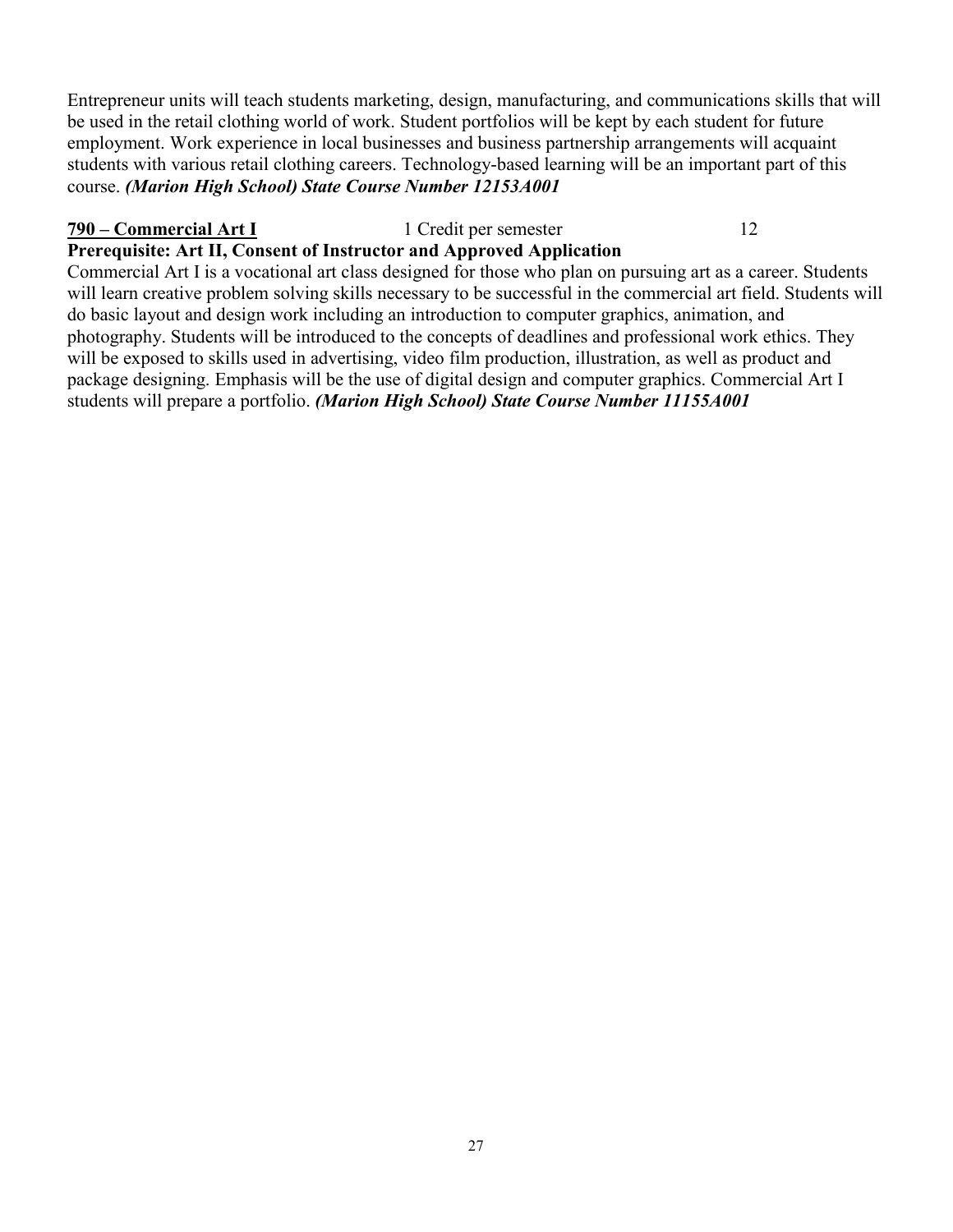Entrepreneur units will teach students marketing, design, manufacturing, and communications skills that will be used in the retail clothing world of work. Student portfolios will be kept by each student for future employment. Work experience in local businesses and business partnership arrangements will acquaint students with various retail clothing careers. Technology-based learning will be an important part of this course. ***(Marion High School) State Course Number 12153A001***

**<u>790 – Commercial Art I</u>** 1 Credit per semester 12

**Prerequisite: Art II, Consent of Instructor and Approved Application**

Commercial Art I is a vocational art class designed for those who plan on pursuing art as a career. Students will learn creative problem solving skills necessary to be successful in the commercial art field. Students will do basic layout and design work including an introduction to computer graphics, animation, and photography. Students will be introduced to the concepts of deadlines and professional work ethics. They will be exposed to skills used in advertising, video film production, illustration, as well as product and package designing. Emphasis will be the use of digital design and computer graphics. Commercial Art I students will prepare a portfolio. ***(Marion High School) State Course Number 11155A001***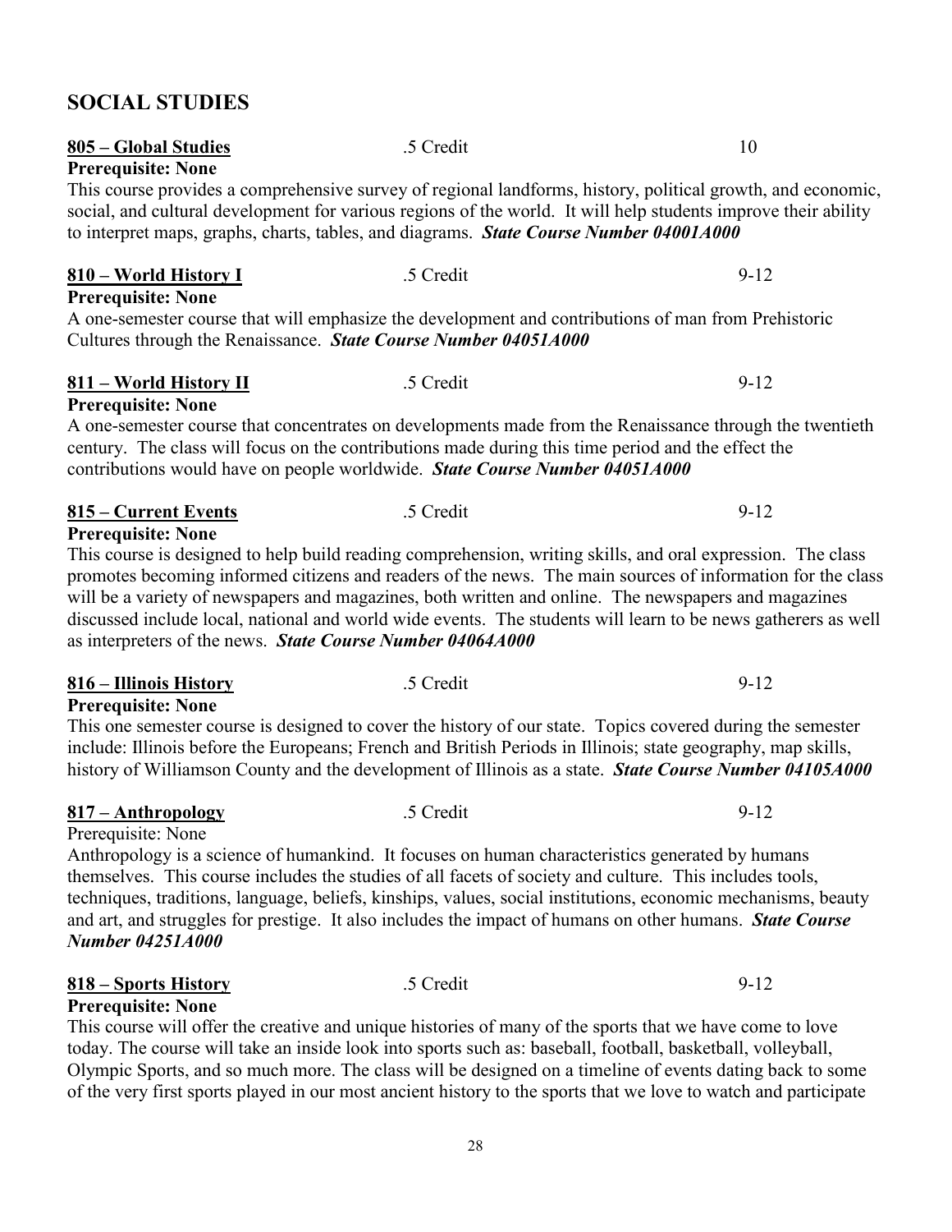## SOCIAL STUDIES

**805 – Global Studies** .5 Credit 10
**Prerequisite: None**
This course provides a comprehensive survey of regional landforms, history, political growth, and economic, social, and cultural development for various regions of the world. It will help students improve their ability to interpret maps, graphs, charts, tables, and diagrams. ***State Course Number 04001A000***

**810 – World History I** .5 Credit 9-12
**Prerequisite: None**
A one-semester course that will emphasize the development and contributions of man from Prehistoric Cultures through the Renaissance. ***State Course Number 04051A000***

**811 – World History II** .5 Credit 9-12
**Prerequisite: None**
A one-semester course that concentrates on developments made from the Renaissance through the twentieth century. The class will focus on the contributions made during this time period and the effect the contributions would have on people worldwide. ***State Course Number 04051A000***

**815 – Current Events** .5 Credit 9-12
**Prerequisite: None**
This course is designed to help build reading comprehension, writing skills, and oral expression. The class promotes becoming informed citizens and readers of the news. The main sources of information for the class will be a variety of newspapers and magazines, both written and online. The newspapers and magazines discussed include local, national and world wide events. The students will learn to be news gatherers as well as interpreters of the news. ***State Course Number 04064A000***

**816 – Illinois History** .5 Credit 9-12
**Prerequisite: None**
This one semester course is designed to cover the history of our state. Topics covered during the semester include: Illinois before the Europeans; French and British Periods in Illinois; state geography, map skills, history of Williamson County and the development of Illinois as a state. ***State Course Number 04105A000***

**817 – Anthropology** .5 Credit 9-12
Prerequisite: None
Anthropology is a science of humankind. It focuses on human characteristics generated by humans themselves. This course includes the studies of all facets of society and culture. This includes tools, techniques, traditions, language, beliefs, kinships, values, social institutions, economic mechanisms, beauty and art, and struggles for prestige. It also includes the impact of humans on other humans. ***State Course Number 04251A000***

**818 – Sports History** .5 Credit 9-12
**Prerequisite: None**
This course will offer the creative and unique histories of many of the sports that we have come to love today. The course will take an inside look into sports such as: baseball, football, basketball, volleyball, Olympic Sports, and so much more. The class will be designed on a timeline of events dating back to some of the very first sports played in our most ancient history to the sports that we love to watch and participate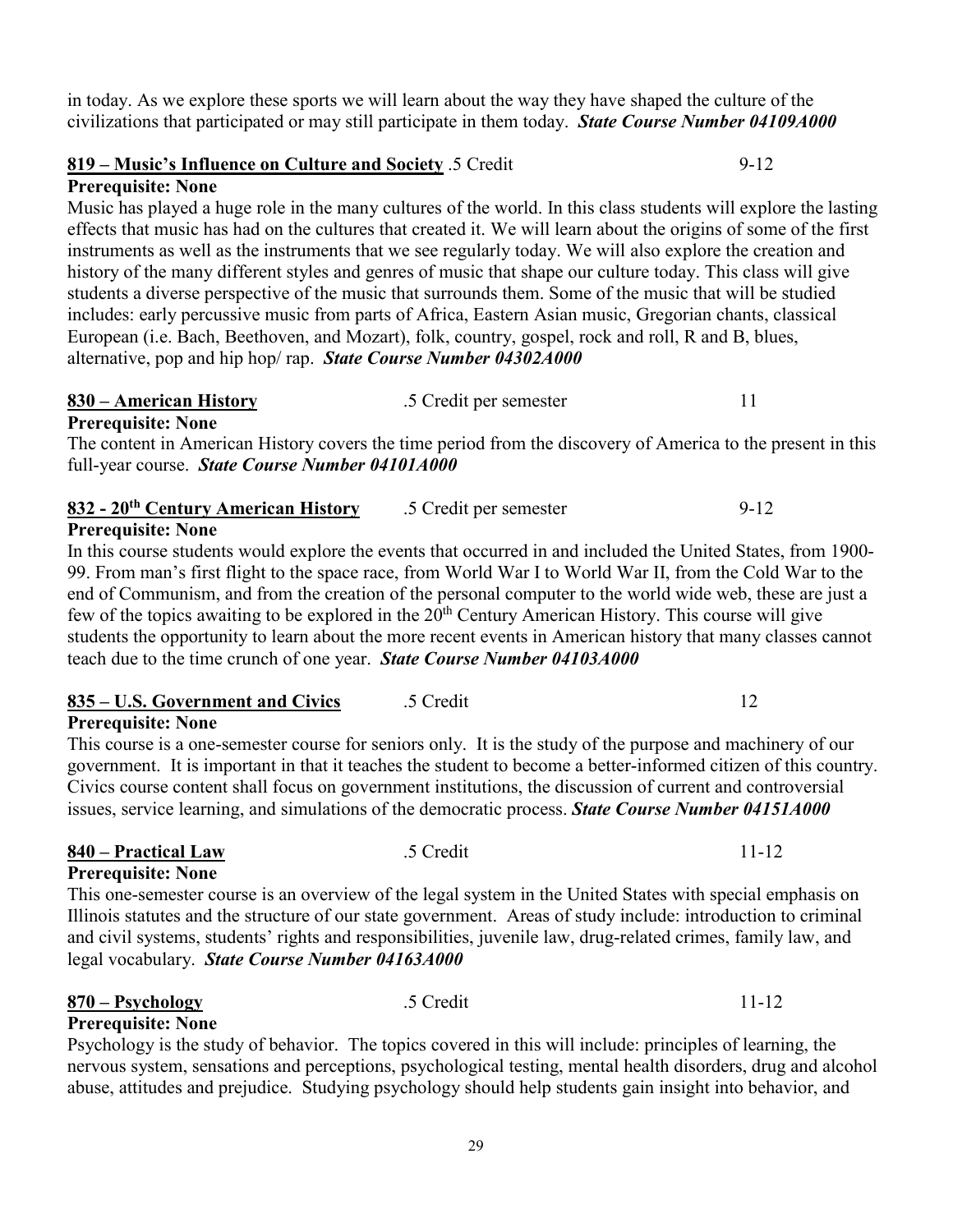in today. As we explore these sports we will learn about the way they have shaped the culture of the civilizations that participated or may still participate in them today. ***State Course Number 04109A000***

**819 – Music's Influence on Culture and Society** .5 Credit 9-12

**Prerequisite: None**

Music has played a huge role in the many cultures of the world. In this class students will explore the lasting effects that music has had on the cultures that created it. We will learn about the origins of some of the first instruments as well as the instruments that we see regularly today. We will also explore the creation and history of the many different styles and genres of music that shape our culture today. This class will give students a diverse perspective of the music that surrounds them. Some of the music that will be studied includes: early percussive music from parts of Africa, Eastern Asian music, Gregorian chants, classical European (i.e. Bach, Beethoven, and Mozart), folk, country, gospel, rock and roll, R and B, blues, alternative, pop and hip hop/ rap. ***State Course Number 04302A000***

**830 – American History** .5 Credit per semester 11

**Prerequisite: None**

The content in American History covers the time period from the discovery of America to the present in this full-year course. ***State Course Number 04101A000***

**832 - 20th Century American History** .5 Credit per semester 9-12

**Prerequisite: None**

In this course students would explore the events that occurred in and included the United States, from 1900-99. From man's first flight to the space race, from World War I to World War II, from the Cold War to the end of Communism, and from the creation of the personal computer to the world wide web, these are just a few of the topics awaiting to be explored in the 20th Century American History. This course will give students the opportunity to learn about the more recent events in American history that many classes cannot teach due to the time crunch of one year. ***State Course Number 04103A000***

**835 – U.S. Government and Civics** .5 Credit 12

**Prerequisite: None**

This course is a one-semester course for seniors only. It is the study of the purpose and machinery of our government. It is important in that it teaches the student to become a better-informed citizen of this country. Civics course content shall focus on government institutions, the discussion of current and controversial issues, service learning, and simulations of the democratic process. ***State Course Number 04151A000***

**840 – Practical Law** .5 Credit 11-12

**Prerequisite: None**

This one-semester course is an overview of the legal system in the United States with special emphasis on Illinois statutes and the structure of our state government. Areas of study include: introduction to criminal and civil systems, students' rights and responsibilities, juvenile law, drug-related crimes, family law, and legal vocabulary. ***State Course Number 04163A000***

**870 – Psychology** .5 Credit 11-12

**Prerequisite: None**

Psychology is the study of behavior. The topics covered in this will include: principles of learning, the nervous system, sensations and perceptions, psychological testing, mental health disorders, drug and alcohol abuse, attitudes and prejudice. Studying psychology should help students gain insight into behavior, and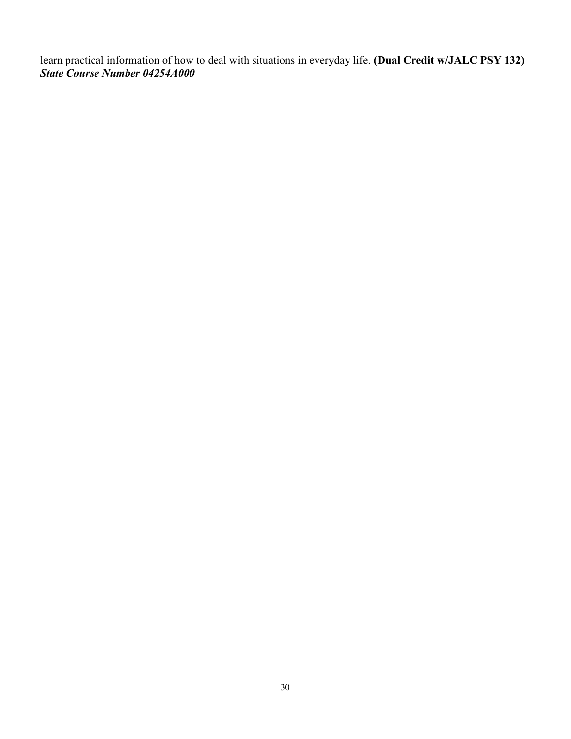learn practical information of how to deal with situations in everyday life. **(Dual Credit w/JALC PSY 132)**
***State Course Number 04254A000***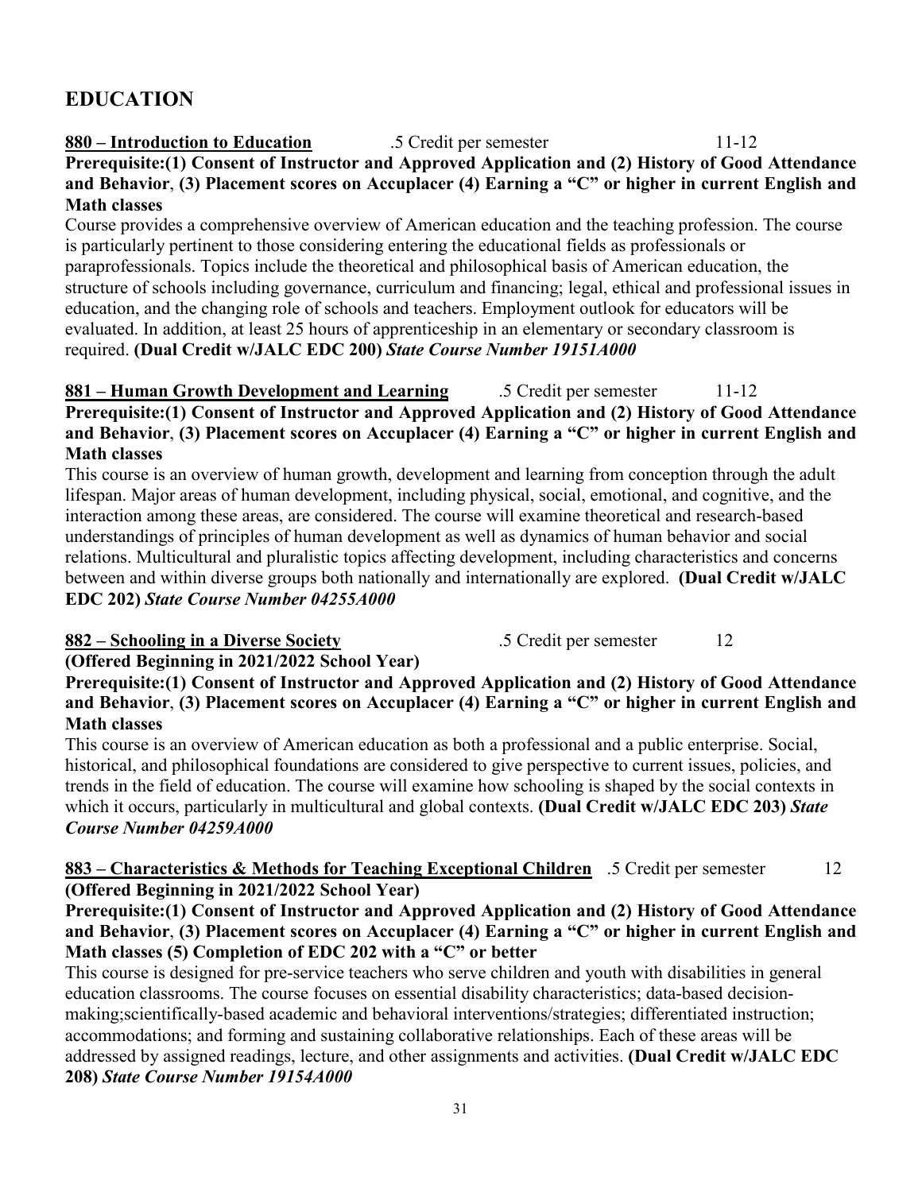## EDUCATION

**880 – Introduction to Education** .5 Credit per semester 11-12

**Prerequisite:(1) Consent of Instructor and Approved Application and (2) History of Good Attendance and Behavior, (3) Placement scores on Accuplacer (4) Earning a "C" or higher in current English and Math classes**

Course provides a comprehensive overview of American education and the teaching profession. The course is particularly pertinent to those considering entering the educational fields as professionals or paraprofessionals. Topics include the theoretical and philosophical basis of American education, the structure of schools including governance, curriculum and financing; legal, ethical and professional issues in education, and the changing role of schools and teachers. Employment outlook for educators will be evaluated. In addition, at least 25 hours of apprenticeship in an elementary or secondary classroom is required. **(Dual Credit w/JALC EDC 200)** ***State Course Number 19151A000***

**881 – Human Growth Development and Learning** .5 Credit per semester 11-12

**Prerequisite:(1) Consent of Instructor and Approved Application and (2) History of Good Attendance and Behavior, (3) Placement scores on Accuplacer (4) Earning a "C" or higher in current English and Math classes**

This course is an overview of human growth, development and learning from conception through the adult lifespan. Major areas of human development, including physical, social, emotional, and cognitive, and the interaction among these areas, are considered. The course will examine theoretical and research-based understandings of principles of human development as well as dynamics of human behavior and social relations. Multicultural and pluralistic topics affecting development, including characteristics and concerns between and within diverse groups both nationally and internationally are explored. **(Dual Credit w/JALC EDC 202)** ***State Course Number 04255A000***

**882 – Schooling in a Diverse Society** .5 Credit per semester 12

**(Offered Beginning in 2021/2022 School Year)**

**Prerequisite:(1) Consent of Instructor and Approved Application and (2) History of Good Attendance and Behavior, (3) Placement scores on Accuplacer (4) Earning a "C" or higher in current English and Math classes**

This course is an overview of American education as both a professional and a public enterprise. Social, historical, and philosophical foundations are considered to give perspective to current issues, policies, and trends in the field of education. The course will examine how schooling is shaped by the social contexts in which it occurs, particularly in multicultural and global contexts. **(Dual Credit w/JALC EDC 203)** ***State Course Number 04259A000***

**883 – Characteristics & Methods for Teaching Exceptional Children** .5 Credit per semester 12

**(Offered Beginning in 2021/2022 School Year)**

**Prerequisite:(1) Consent of Instructor and Approved Application and (2) History of Good Attendance and Behavior, (3) Placement scores on Accuplacer (4) Earning a "C" or higher in current English and Math classes (5) Completion of EDC 202 with a "C" or better**

This course is designed for pre-service teachers who serve children and youth with disabilities in general education classrooms. The course focuses on essential disability characteristics; data-based decision-making;scientifically-based academic and behavioral interventions/strategies; differentiated instruction; accommodations; and forming and sustaining collaborative relationships. Each of these areas will be addressed by assigned readings, lecture, and other assignments and activities. **(Dual Credit w/JALC EDC 208)** ***State Course Number 19154A000***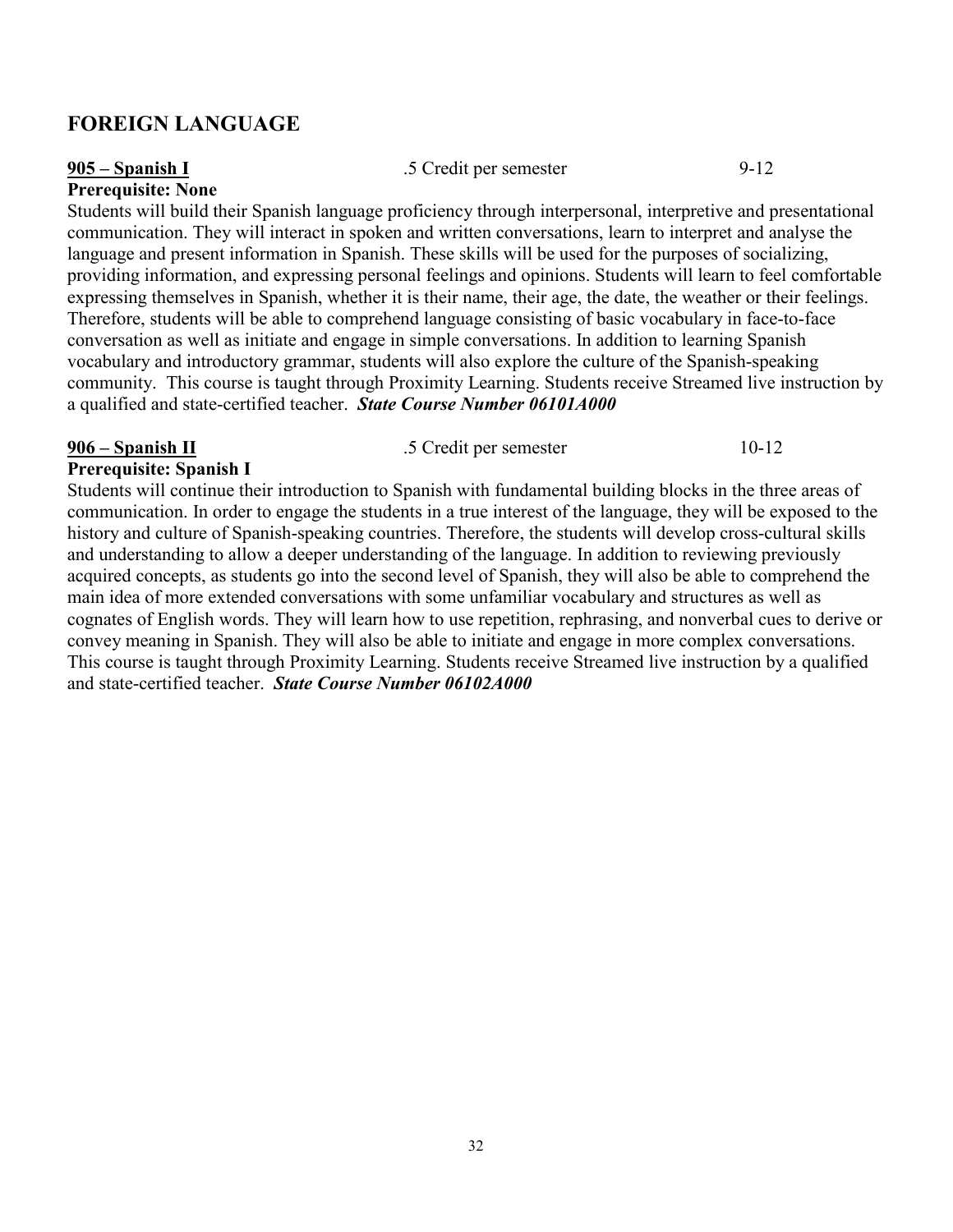## FOREIGN LANGUAGE

**905 – Spanish I** .5 Credit per semester 9-12

**Prerequisite: None**

Students will build their Spanish language proficiency through interpersonal, interpretive and presentational communication. They will interact in spoken and written conversations, learn to interpret and analyse the language and present information in Spanish. These skills will be used for the purposes of socializing, providing information, and expressing personal feelings and opinions. Students will learn to feel comfortable expressing themselves in Spanish, whether it is their name, their age, the date, the weather or their feelings. Therefore, students will be able to comprehend language consisting of basic vocabulary in face-to-face conversation as well as initiate and engage in simple conversations. In addition to learning Spanish vocabulary and introductory grammar, students will also explore the culture of the Spanish-speaking community. This course is taught through Proximity Learning. Students receive Streamed live instruction by a qualified and state-certified teacher. ***State Course Number 06101A000***

**906 – Spanish II** .5 Credit per semester 10-12

**Prerequisite: Spanish I**

Students will continue their introduction to Spanish with fundamental building blocks in the three areas of communication. In order to engage the students in a true interest of the language, they will be exposed to the history and culture of Spanish-speaking countries. Therefore, the students will develop cross-cultural skills and understanding to allow a deeper understanding of the language. In addition to reviewing previously acquired concepts, as students go into the second level of Spanish, they will also be able to comprehend the main idea of more extended conversations with some unfamiliar vocabulary and structures as well as cognates of English words. They will learn how to use repetition, rephrasing, and nonverbal cues to derive or convey meaning in Spanish. They will also be able to initiate and engage in more complex conversations. This course is taught through Proximity Learning. Students receive Streamed live instruction by a qualified and state-certified teacher. ***State Course Number 06102A000***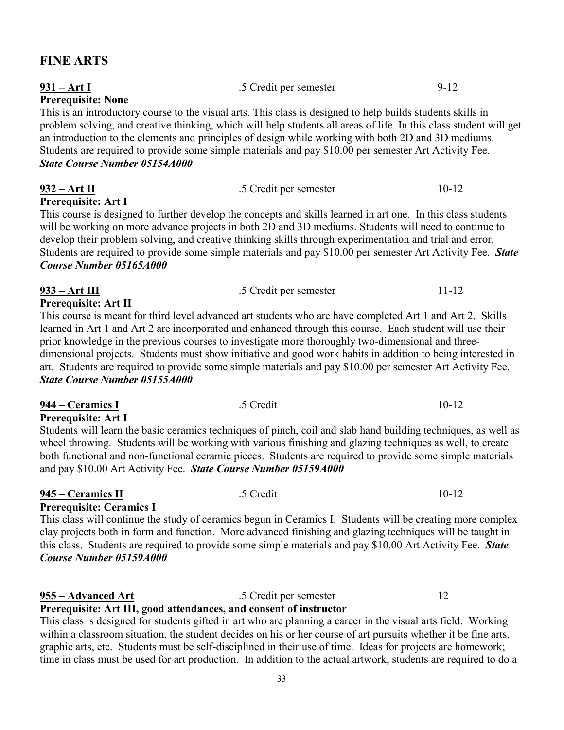# FINE ARTS

**931 – Art I** .5 Credit per semester 9-12
**Prerequisite: None**
This is an introductory course to the visual arts. This class is designed to help builds students skills in problem solving, and creative thinking, which will help students all areas of life. In this class student will get an introduction to the elements and principles of design while working with both 2D and 3D mediums. Students are required to provide some simple materials and pay $10.00 per semester Art Activity Fee.
***State Course Number 05154A000***

**932 – Art II** .5 Credit per semester 10-12
**Prerequisite: Art I**
This course is designed to further develop the concepts and skills learned in art one. In this class students will be working on more advance projects in both 2D and 3D mediums. Students will need to continue to develop their problem solving, and creative thinking skills through experimentation and trial and error. Students are required to provide some simple materials and pay $10.00 per semester Art Activity Fee. ***State Course Number 05165A000***

**933 – Art III** .5 Credit per semester 11-12
**Prerequisite: Art II**
This course is meant for third level advanced art students who are have completed Art 1 and Art 2. Skills learned in Art 1 and Art 2 are incorporated and enhanced through this course. Each student will use their prior knowledge in the previous courses to investigate more thoroughly two-dimensional and three-dimensional projects. Students must show initiative and good work habits in addition to being interested in art. Students are required to provide some simple materials and pay $10.00 per semester Art Activity Fee.
***State Course Number 05155A000***

**944 – Ceramics I** .5 Credit 10-12
**Prerequisite: Art I**
Students will learn the basic ceramics techniques of pinch, coil and slab hand building techniques, as well as wheel throwing. Students will be working with various finishing and glazing techniques as well, to create both functional and non-functional ceramic pieces. Students are required to provide some simple materials and pay $10.00 Art Activity Fee. ***State Course Number 05159A000***

**945 – Ceramics II** .5 Credit 10-12
**Prerequisite: Ceramics I**
This class will continue the study of ceramics begun in Ceramics I. Students will be creating more complex clay projects both in form and function. More advanced finishing and glazing techniques will be taught in this class. Students are required to provide some simple materials and pay $10.00 Art Activity Fee. ***State Course Number 05159A000***

**955 – Advanced Art** .5 Credit per semester 12
**Prerequisite: Art III, good attendances, and consent of instructor**
This class is designed for students gifted in art who are planning a career in the visual arts field. Working within a classroom situation, the student decides on his or her course of art pursuits whether it be fine arts, graphic arts, etc. Students must be self-disciplined in their use of time. Ideas for projects are homework; time in class must be used for art production. In addition to the actual artwork, students are required to do a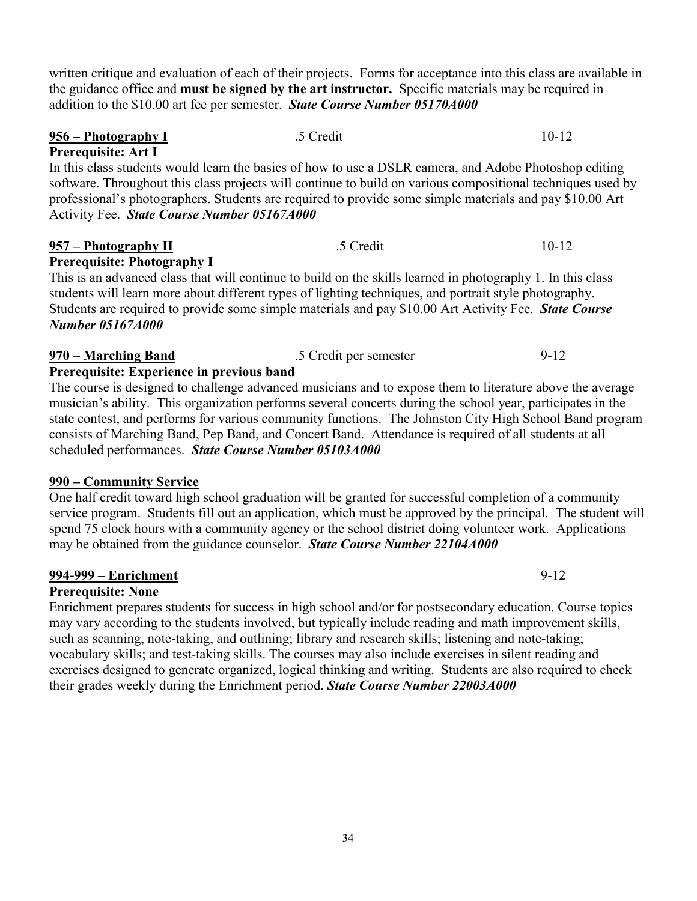written critique and evaluation of each of their projects. Forms for acceptance into this class are available in the guidance office and **must be signed by the art instructor.** Specific materials may be required in addition to the $10.00 art fee per semester. ***State Course Number 05170A000***

**956 – Photography I** .5 Credit 10-12
**Prerequisite: Art I**
In this class students would learn the basics of how to use a DSLR camera, and Adobe Photoshop editing software. Throughout this class projects will continue to build on various compositional techniques used by professional's photographers. Students are required to provide some simple materials and pay $10.00 Art Activity Fee. ***State Course Number 05167A000***

**957 – Photography II** .5 Credit 10-12
**Prerequisite: Photography I**
This is an advanced class that will continue to build on the skills learned in photography 1. In this class students will learn more about different types of lighting techniques, and portrait style photography. Students are required to provide some simple materials and pay $10.00 Art Activity Fee. ***State Course Number 05167A000***

**970 – Marching Band** .5 Credit per semester 9-12
**Prerequisite: Experience in previous band**
The course is designed to challenge advanced musicians and to expose them to literature above the average musician's ability. This organization performs several concerts during the school year, participates in the state contest, and performs for various community functions. The Johnston City High School Band program consists of Marching Band, Pep Band, and Concert Band. Attendance is required of all students at all scheduled performances. ***State Course Number 05103A000***

**990 – Community Service**
One half credit toward high school graduation will be granted for successful completion of a community service program. Students fill out an application, which must be approved by the principal. The student will spend 75 clock hours with a community agency or the school district doing volunteer work. Applications may be obtained from the guidance counselor. ***State Course Number 22104A000***

**994-999 – Enrichment** 9-12
**Prerequisite: None**
Enrichment prepares students for success in high school and/or for postsecondary education. Course topics may vary according to the students involved, but typically include reading and math improvement skills, such as scanning, note-taking, and outlining; library and research skills; listening and note-taking; vocabulary skills; and test-taking skills. The courses may also include exercises in silent reading and exercises designed to generate organized, logical thinking and writing. Students are also required to check their grades weekly during the Enrichment period. ***State Course Number 22003A000***